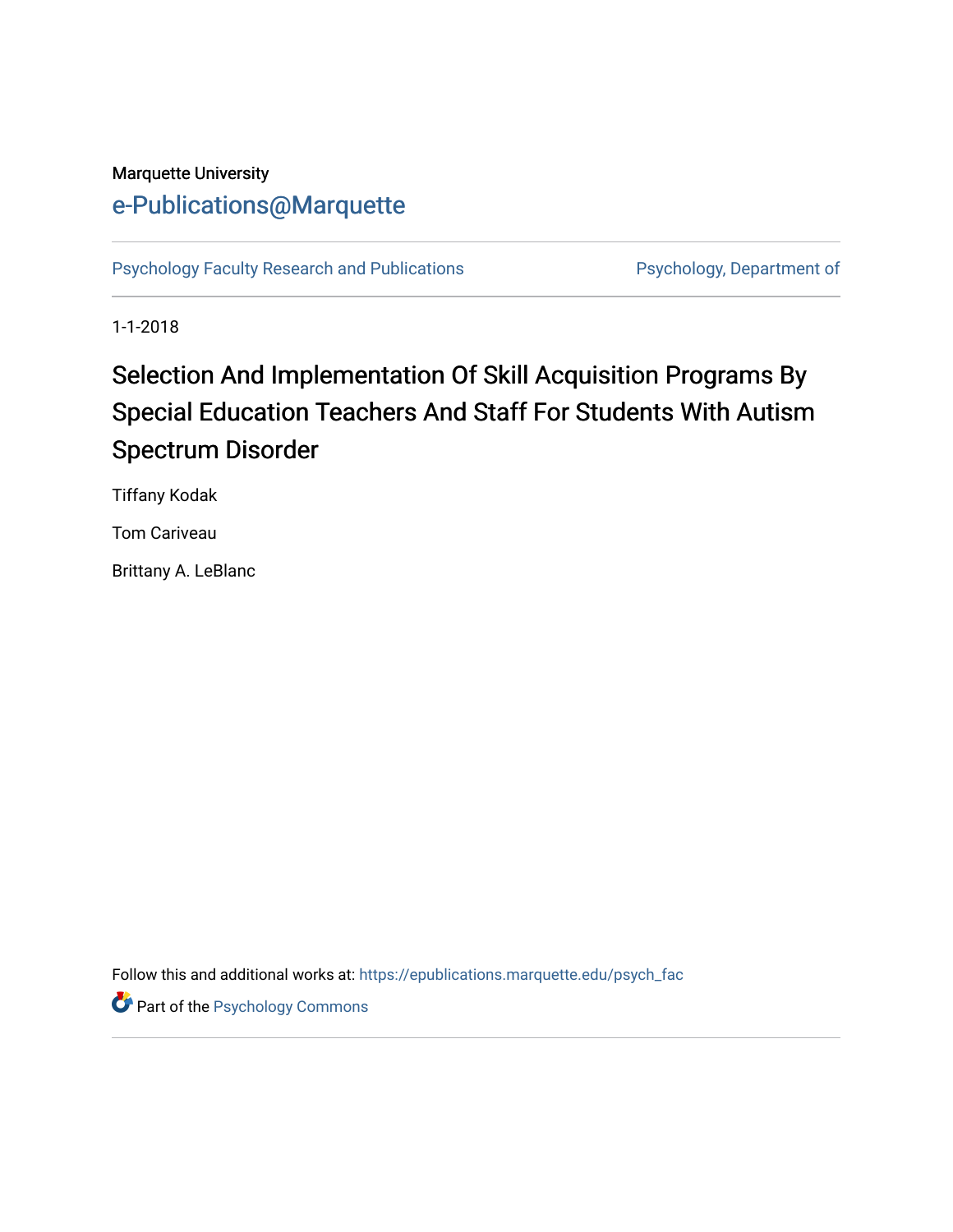Marquette University

[e-Publications@Marquette](https://epublications.marquette.edu/)

Psychology Faculty Research and Publications | Psychology, Department of

1-1-2018

# Selection And Implementation Of Skill Acquisition Programs By Special Education Teachers And Staff For Students With Autism Spectrum Disorder

Tiffany Kodak

Tom Cariveau

Brittany A. LeBlanc

Follow this and additional works at: https://epublications.marquette.edu/psych_fac

Part of the Psychology Commons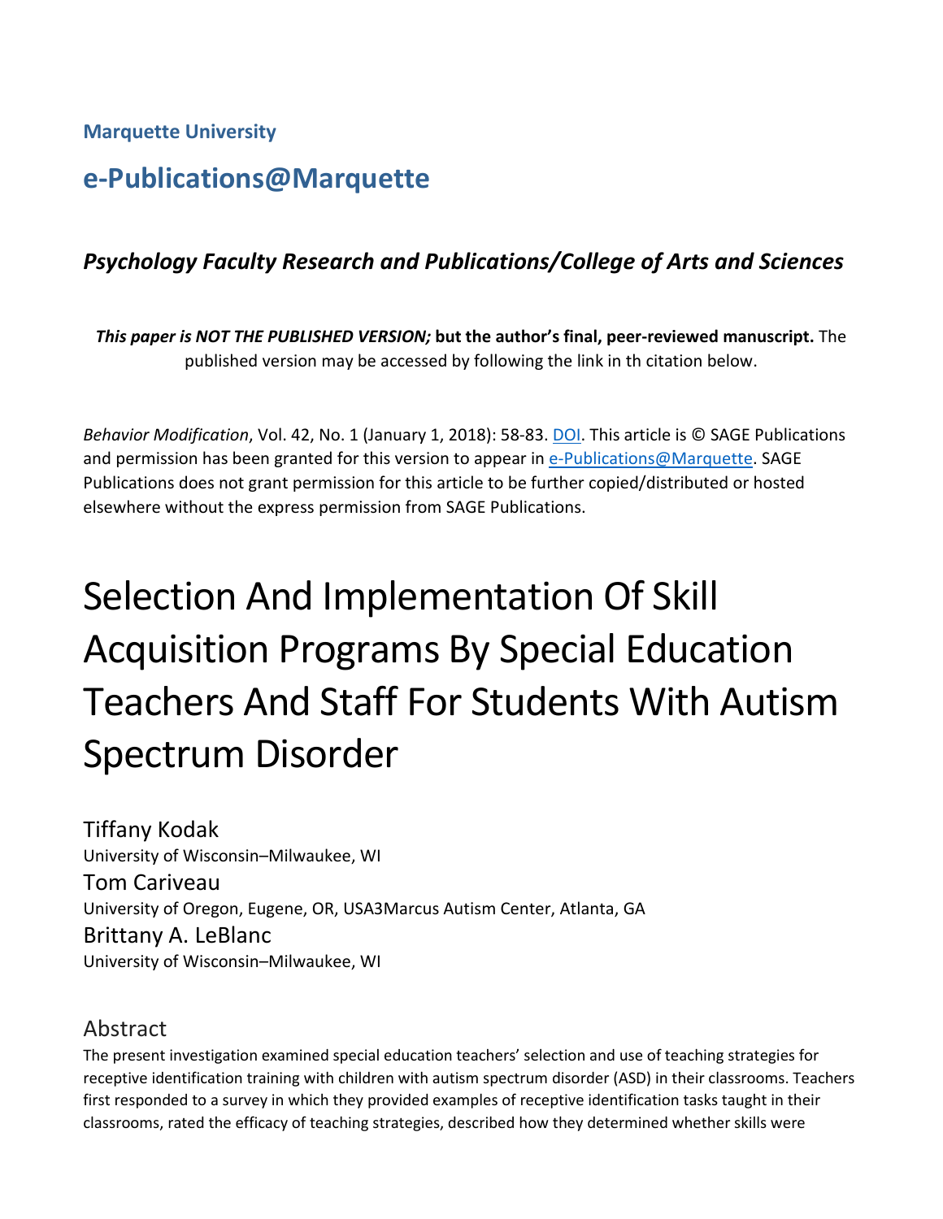**Marquette University**

## e-Publications@Marquette

### *Psychology Faculty Research and Publications/College of Arts and Sciences*

***This paper is NOT THE PUBLISHED VERSION;*** **but the author's final, peer-reviewed manuscript.** The published version may be accessed by following the link in th citation below.

*Behavior Modification*, Vol. 42, No. 1 (January 1, 2018): 58-83. DOI. This article is © SAGE Publications and permission has been granted for this version to appear in e-Publications@Marquette. SAGE Publications does not grant permission for this article to be further copied/distributed or hosted elsewhere without the express permission from SAGE Publications.

# Selection And Implementation Of Skill Acquisition Programs By Special Education Teachers And Staff For Students With Autism Spectrum Disorder

Tiffany Kodak
University of Wisconsin–Milwaukee, WI

Tom Cariveau
University of Oregon, Eugene, OR, USA3Marcus Autism Center, Atlanta, GA

Brittany A. LeBlanc
University of Wisconsin–Milwaukee, WI

## Abstract

The present investigation examined special education teachers' selection and use of teaching strategies for receptive identification training with children with autism spectrum disorder (ASD) in their classrooms. Teachers first responded to a survey in which they provided examples of receptive identification tasks taught in their classrooms, rated the efficacy of teaching strategies, described how they determined whether skills were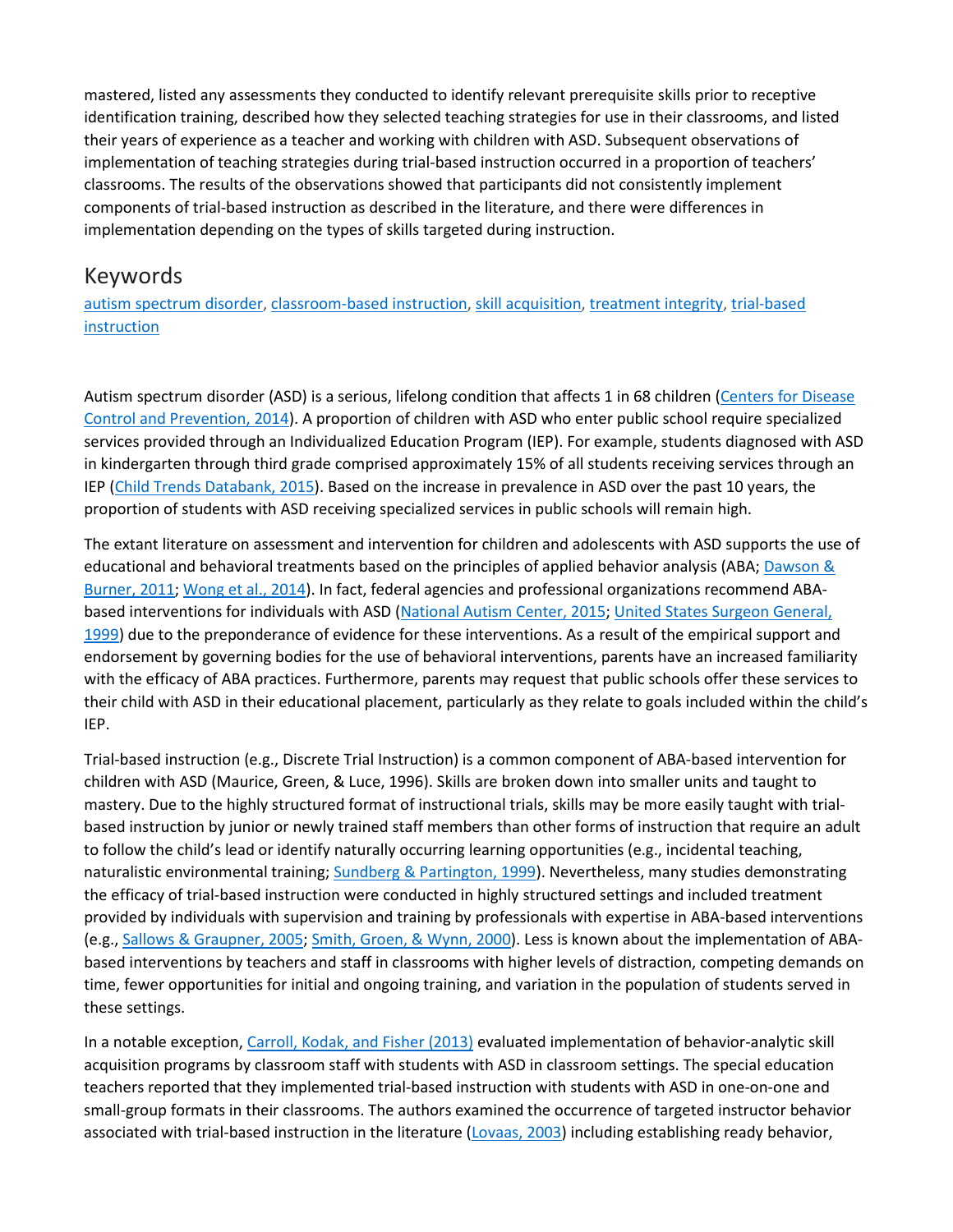mastered, listed any assessments they conducted to identify relevant prerequisite skills prior to receptive identification training, described how they selected teaching strategies for use in their classrooms, and listed their years of experience as a teacher and working with children with ASD. Subsequent observations of implementation of teaching strategies during trial-based instruction occurred in a proportion of teachers' classrooms. The results of the observations showed that participants did not consistently implement components of trial-based instruction as described in the literature, and there were differences in implementation depending on the types of skills targeted during instruction.

## Keywords

autism spectrum disorder, classroom-based instruction, skill acquisition, treatment integrity, trial-based instruction

Autism spectrum disorder (ASD) is a serious, lifelong condition that affects 1 in 68 children (Centers for Disease Control and Prevention, 2014). A proportion of children with ASD who enter public school require specialized services provided through an Individualized Education Program (IEP). For example, students diagnosed with ASD in kindergarten through third grade comprised approximately 15% of all students receiving services through an IEP (Child Trends Databank, 2015). Based on the increase in prevalence in ASD over the past 10 years, the proportion of students with ASD receiving specialized services in public schools will remain high.

The extant literature on assessment and intervention for children and adolescents with ASD supports the use of educational and behavioral treatments based on the principles of applied behavior analysis (ABA; Dawson & Burner, 2011; Wong et al., 2014). In fact, federal agencies and professional organizations recommend ABA-based interventions for individuals with ASD (National Autism Center, 2015; United States Surgeon General, 1999) due to the preponderance of evidence for these interventions. As a result of the empirical support and endorsement by governing bodies for the use of behavioral interventions, parents have an increased familiarity with the efficacy of ABA practices. Furthermore, parents may request that public schools offer these services to their child with ASD in their educational placement, particularly as they relate to goals included within the child's IEP.

Trial-based instruction (e.g., Discrete Trial Instruction) is a common component of ABA-based intervention for children with ASD (Maurice, Green, & Luce, 1996). Skills are broken down into smaller units and taught to mastery. Due to the highly structured format of instructional trials, skills may be more easily taught with trial-based instruction by junior or newly trained staff members than other forms of instruction that require an adult to follow the child's lead or identify naturally occurring learning opportunities (e.g., incidental teaching, naturalistic environmental training; Sundberg & Partington, 1999). Nevertheless, many studies demonstrating the efficacy of trial-based instruction were conducted in highly structured settings and included treatment provided by individuals with supervision and training by professionals with expertise in ABA-based interventions (e.g., Sallows & Graupner, 2005; Smith, Groen, & Wynn, 2000). Less is known about the implementation of ABA-based interventions by teachers and staff in classrooms with higher levels of distraction, competing demands on time, fewer opportunities for initial and ongoing training, and variation in the population of students served in these settings.

In a notable exception, Carroll, Kodak, and Fisher (2013) evaluated implementation of behavior-analytic skill acquisition programs by classroom staff with students with ASD in classroom settings. The special education teachers reported that they implemented trial-based instruction with students with ASD in one-on-one and small-group formats in their classrooms. The authors examined the occurrence of targeted instructor behavior associated with trial-based instruction in the literature (Lovaas, 2003) including establishing ready behavior,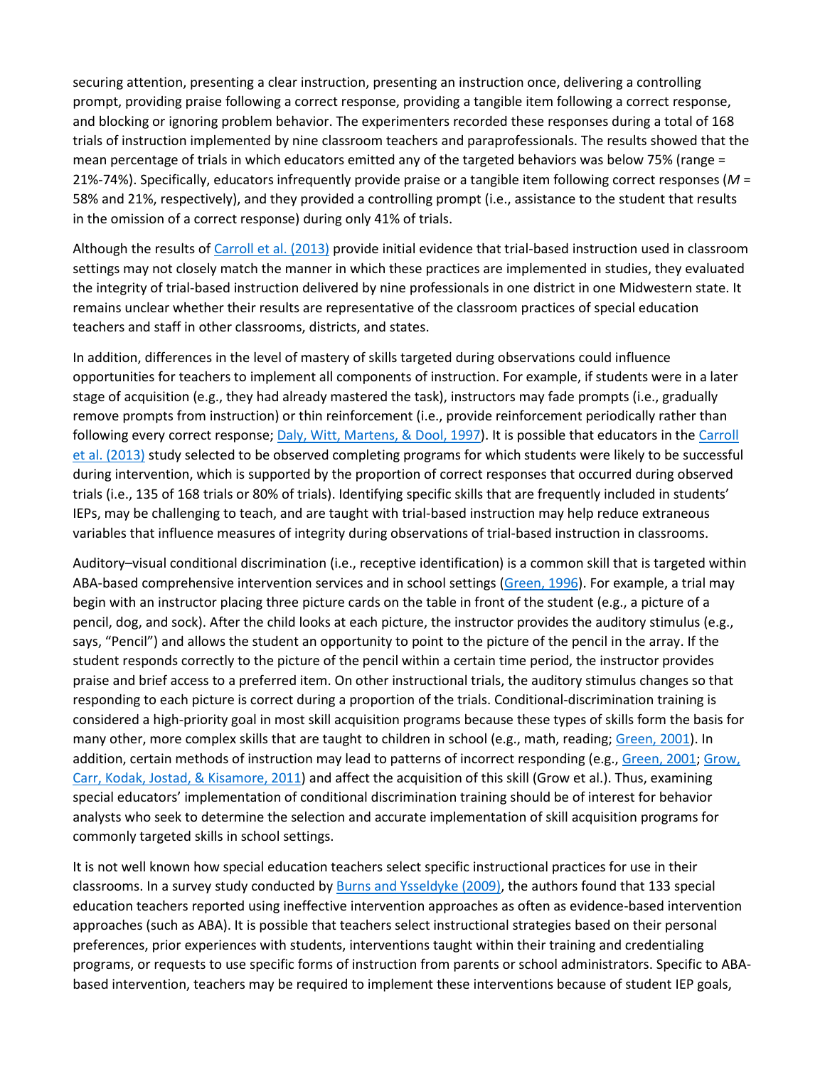securing attention, presenting a clear instruction, presenting an instruction once, delivering a controlling prompt, providing praise following a correct response, providing a tangible item following a correct response, and blocking or ignoring problem behavior. The experimenters recorded these responses during a total of 168 trials of instruction implemented by nine classroom teachers and paraprofessionals. The results showed that the mean percentage of trials in which educators emitted any of the targeted behaviors was below 75% (range = 21%-74%). Specifically, educators infrequently provide praise or a tangible item following correct responses (*M* = 58% and 21%, respectively), and they provided a controlling prompt (i.e., assistance to the student that results in the omission of a correct response) during only 41% of trials.

Although the results of Carroll et al. (2013) provide initial evidence that trial-based instruction used in classroom settings may not closely match the manner in which these practices are implemented in studies, they evaluated the integrity of trial-based instruction delivered by nine professionals in one district in one Midwestern state. It remains unclear whether their results are representative of the classroom practices of special education teachers and staff in other classrooms, districts, and states.

In addition, differences in the level of mastery of skills targeted during observations could influence opportunities for teachers to implement all components of instruction. For example, if students were in a later stage of acquisition (e.g., they had already mastered the task), instructors may fade prompts (i.e., gradually remove prompts from instruction) or thin reinforcement (i.e., provide reinforcement periodically rather than following every correct response; Daly, Witt, Martens, & Dool, 1997). It is possible that educators in the Carroll et al. (2013) study selected to be observed completing programs for which students were likely to be successful during intervention, which is supported by the proportion of correct responses that occurred during observed trials (i.e., 135 of 168 trials or 80% of trials). Identifying specific skills that are frequently included in students' IEPs, may be challenging to teach, and are taught with trial-based instruction may help reduce extraneous variables that influence measures of integrity during observations of trial-based instruction in classrooms.

Auditory–visual conditional discrimination (i.e., receptive identification) is a common skill that is targeted within ABA-based comprehensive intervention services and in school settings (Green, 1996). For example, a trial may begin with an instructor placing three picture cards on the table in front of the student (e.g., a picture of a pencil, dog, and sock). After the child looks at each picture, the instructor provides the auditory stimulus (e.g., says, "Pencil") and allows the student an opportunity to point to the picture of the pencil in the array. If the student responds correctly to the picture of the pencil within a certain time period, the instructor provides praise and brief access to a preferred item. On other instructional trials, the auditory stimulus changes so that responding to each picture is correct during a proportion of the trials. Conditional-discrimination training is considered a high-priority goal in most skill acquisition programs because these types of skills form the basis for many other, more complex skills that are taught to children in school (e.g., math, reading; Green, 2001). In addition, certain methods of instruction may lead to patterns of incorrect responding (e.g., Green, 2001; Grow, Carr, Kodak, Jostad, & Kisamore, 2011) and affect the acquisition of this skill (Grow et al.). Thus, examining special educators' implementation of conditional discrimination training should be of interest for behavior analysts who seek to determine the selection and accurate implementation of skill acquisition programs for commonly targeted skills in school settings.

It is not well known how special education teachers select specific instructional practices for use in their classrooms. In a survey study conducted by Burns and Ysseldyke (2009), the authors found that 133 special education teachers reported using ineffective intervention approaches as often as evidence-based intervention approaches (such as ABA). It is possible that teachers select instructional strategies based on their personal preferences, prior experiences with students, interventions taught within their training and credentialing programs, or requests to use specific forms of instruction from parents or school administrators. Specific to ABA-based intervention, teachers may be required to implement these interventions because of student IEP goals,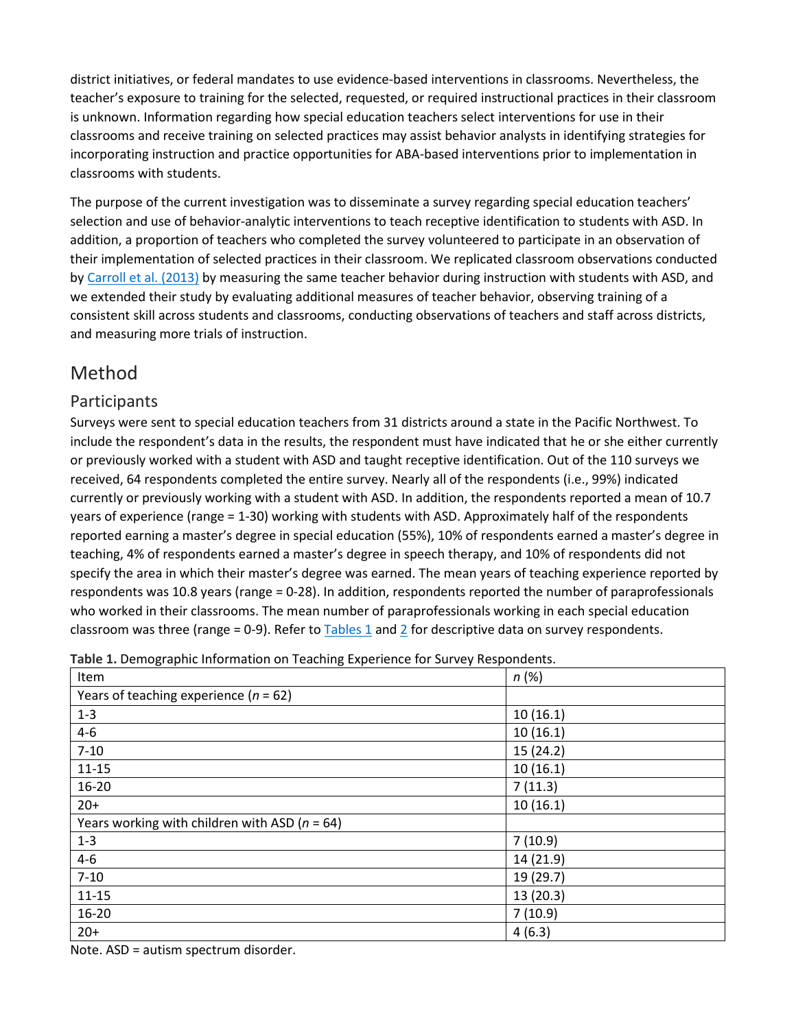district initiatives, or federal mandates to use evidence-based interventions in classrooms. Nevertheless, the teacher's exposure to training for the selected, requested, or required instructional practices in their classroom is unknown. Information regarding how special education teachers select interventions for use in their classrooms and receive training on selected practices may assist behavior analysts in identifying strategies for incorporating instruction and practice opportunities for ABA-based interventions prior to implementation in classrooms with students.

The purpose of the current investigation was to disseminate a survey regarding special education teachers' selection and use of behavior-analytic interventions to teach receptive identification to students with ASD. In addition, a proportion of teachers who completed the survey volunteered to participate in an observation of their implementation of selected practices in their classroom. We replicated classroom observations conducted by Carroll et al. (2013) by measuring the same teacher behavior during instruction with students with ASD, and we extended their study by evaluating additional measures of teacher behavior, observing training of a consistent skill across students and classrooms, conducting observations of teachers and staff across districts, and measuring more trials of instruction.

# Method

## Participants

Surveys were sent to special education teachers from 31 districts around a state in the Pacific Northwest. To include the respondent's data in the results, the respondent must have indicated that he or she either currently or previously worked with a student with ASD and taught receptive identification. Out of the 110 surveys we received, 64 respondents completed the entire survey. Nearly all of the respondents (i.e., 99%) indicated currently or previously working with a student with ASD. In addition, the respondents reported a mean of 10.7 years of experience (range = 1-30) working with students with ASD. Approximately half of the respondents reported earning a master's degree in special education (55%), 10% of respondents earned a master's degree in teaching, 4% of respondents earned a master's degree in speech therapy, and 10% of respondents did not specify the area in which their master's degree was earned. The mean years of teaching experience reported by respondents was 10.8 years (range = 0-28). In addition, respondents reported the number of paraprofessionals who worked in their classrooms. The mean number of paraprofessionals working in each special education classroom was three (range = 0-9). Refer to Tables 1 and 2 for descriptive data on survey respondents.

**Table 1.** Demographic Information on Teaching Experience for Survey Respondents.

| Item | *n* (%) |
|---|---|
| Years of teaching experience (*n* = 62) | |
| 1-3 | 10 (16.1) |
| 4-6 | 10 (16.1) |
| 7-10 | 15 (24.2) |
| 11-15 | 10 (16.1) |
| 16-20 | 7 (11.3) |
| 20+ | 10 (16.1) |
| Years working with children with ASD (*n* = 64) | |
| 1-3 | 7 (10.9) |
| 4-6 | 14 (21.9) |
| 7-10 | 19 (29.7) |
| 11-15 | 13 (20.3) |
| 16-20 | 7 (10.9) |
| 20+ | 4 (6.3) |

Note. ASD = autism spectrum disorder.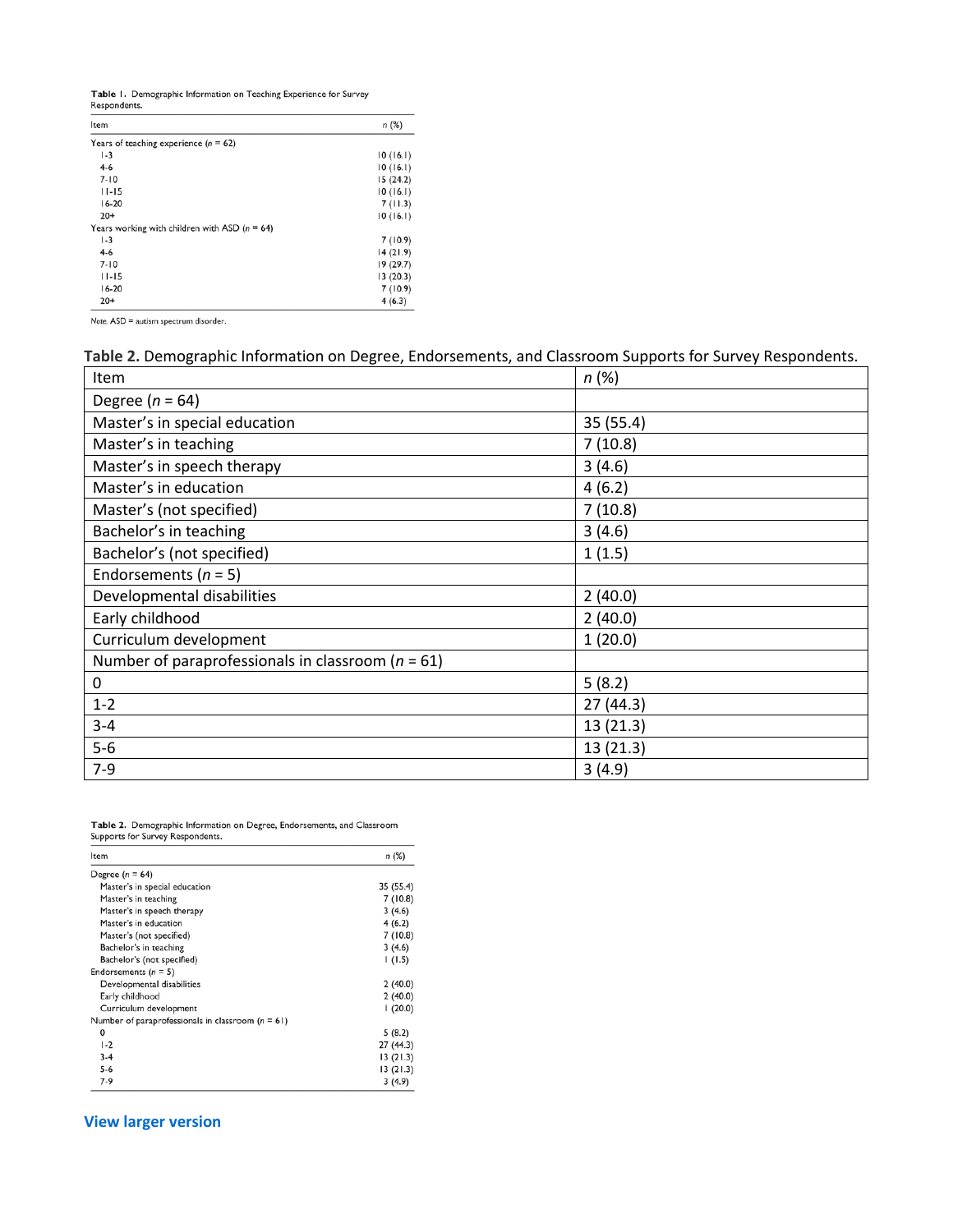Table 1. Demographic Information on Teaching Experience for Survey Respondents.

| Item | *n* (%) |
|---|---|
| Years of teaching experience (*n* = 62) | |
| 1-3 | 10 (16.1) |
| 4-6 | 10 (16.1) |
| 7-10 | 15 (24.2) |
| 11-15 | 10 (16.1) |
| 16-20 | 7 (11.3) |
| 20+ | 10 (16.1) |
| Years working with children with ASD (*n* = 64) | |
| 1-3 | 7 (10.9) |
| 4-6 | 14 (21.9) |
| 7-10 | 19 (29.7) |
| 11-15 | 13 (20.3) |
| 16-20 | 7 (10.9) |
| 20+ | 4 (6.3) |

Note. ASD = autism spectrum disorder.

**Table 2.** Demographic Information on Degree, Endorsements, and Classroom Supports for Survey Respondents.

| Item | *n* (%) |
|---|---|
| Degree (*n* = 64) | |
| Master's in special education | 35 (55.4) |
| Master's in teaching | 7 (10.8) |
| Master's in speech therapy | 3 (4.6) |
| Master's in education | 4 (6.2) |
| Master's (not specified) | 7 (10.8) |
| Bachelor's in teaching | 3 (4.6) |
| Bachelor's (not specified) | 1 (1.5) |
| Endorsements (*n* = 5) | |
| Developmental disabilities | 2 (40.0) |
| Early childhood | 2 (40.0) |
| Curriculum development | 1 (20.0) |
| Number of paraprofessionals in classroom (*n* = 61) | |
| 0 | 5 (8.2) |
| 1-2 | 27 (44.3) |
| 3-4 | 13 (21.3) |
| 5-6 | 13 (21.3) |
| 7-9 | 3 (4.9) |

Table 2. Demographic Information on Degree, Endorsements, and Classroom Supports for Survey Respondents.

| Item | *n* (%) |
|---|---|
| Degree (*n* = 64) | |
| Master's in special education | 35 (55.4) |
| Master's in teaching | 7 (10.8) |
| Master's in speech therapy | 3 (4.6) |
| Master's in education | 4 (6.2) |
| Master's (not specified) | 7 (10.8) |
| Bachelor's in teaching | 3 (4.6) |
| Bachelor's (not specified) | 1 (1.5) |
| Endorsements (*n* = 5) | |
| Developmental disabilities | 2 (40.0) |
| Early childhood | 2 (40.0) |
| Curriculum development | 1 (20.0) |
| Number of paraprofessionals in classroom (*n* = 61) | |
| 0 | 5 (8.2) |
| 1-2 | 27 (44.3) |
| 3-4 | 13 (21.3) |
| 5-6 | 13 (21.3) |
| 7-9 | 3 (4.9) |

**View larger version**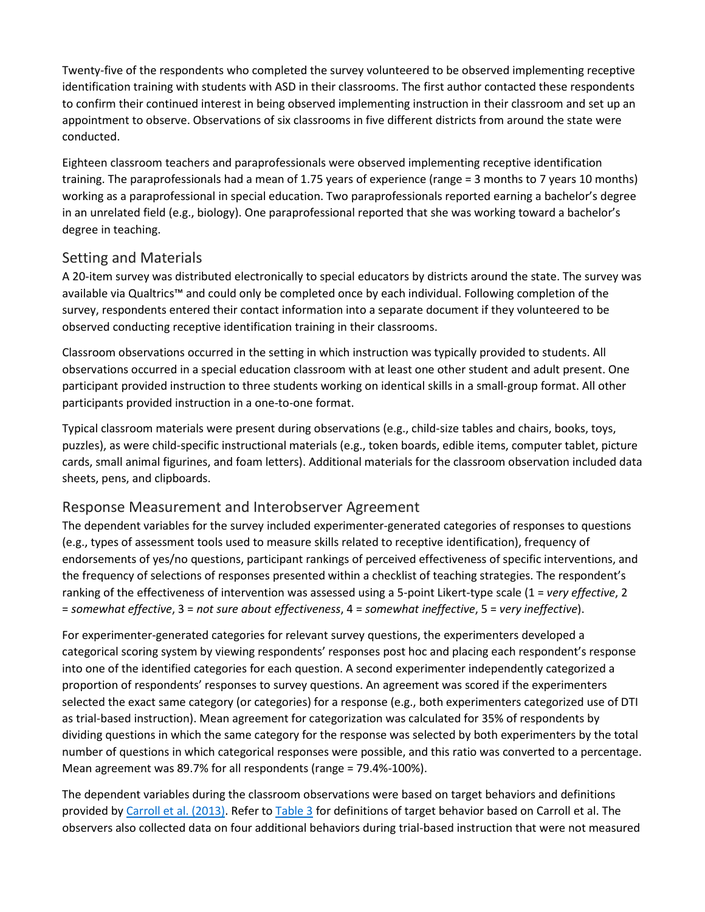Twenty-five of the respondents who completed the survey volunteered to be observed implementing receptive identification training with students with ASD in their classrooms. The first author contacted these respondents to confirm their continued interest in being observed implementing instruction in their classroom and set up an appointment to observe. Observations of six classrooms in five different districts from around the state were conducted.

Eighteen classroom teachers and paraprofessionals were observed implementing receptive identification training. The paraprofessionals had a mean of 1.75 years of experience (range = 3 months to 7 years 10 months) working as a paraprofessional in special education. Two paraprofessionals reported earning a bachelor's degree in an unrelated field (e.g., biology). One paraprofessional reported that she was working toward a bachelor's degree in teaching.

## Setting and Materials

A 20-item survey was distributed electronically to special educators by districts around the state. The survey was available via Qualtrics™ and could only be completed once by each individual. Following completion of the survey, respondents entered their contact information into a separate document if they volunteered to be observed conducting receptive identification training in their classrooms.

Classroom observations occurred in the setting in which instruction was typically provided to students. All observations occurred in a special education classroom with at least one other student and adult present. One participant provided instruction to three students working on identical skills in a small-group format. All other participants provided instruction in a one-to-one format.

Typical classroom materials were present during observations (e.g., child-size tables and chairs, books, toys, puzzles), as were child-specific instructional materials (e.g., token boards, edible items, computer tablet, picture cards, small animal figurines, and foam letters). Additional materials for the classroom observation included data sheets, pens, and clipboards.

## Response Measurement and Interobserver Agreement

The dependent variables for the survey included experimenter-generated categories of responses to questions (e.g., types of assessment tools used to measure skills related to receptive identification), frequency of endorsements of yes/no questions, participant rankings of perceived effectiveness of specific interventions, and the frequency of selections of responses presented within a checklist of teaching strategies. The respondent's ranking of the effectiveness of intervention was assessed using a 5-point Likert-type scale (1 = *very effective*, 2 = *somewhat effective*, 3 = *not sure about effectiveness*, 4 = *somewhat ineffective*, 5 = *very ineffective*).

For experimenter-generated categories for relevant survey questions, the experimenters developed a categorical scoring system by viewing respondents' responses post hoc and placing each respondent's response into one of the identified categories for each question. A second experimenter independently categorized a proportion of respondents' responses to survey questions. An agreement was scored if the experimenters selected the exact same category (or categories) for a response (e.g., both experimenters categorized use of DTI as trial-based instruction). Mean agreement for categorization was calculated for 35% of respondents by dividing questions in which the same category for the response was selected by both experimenters by the total number of questions in which categorical responses were possible, and this ratio was converted to a percentage. Mean agreement was 89.7% for all respondents (range = 79.4%-100%).

The dependent variables during the classroom observations were based on target behaviors and definitions provided by Carroll et al. (2013). Refer to Table 3 for definitions of target behavior based on Carroll et al. The observers also collected data on four additional behaviors during trial-based instruction that were not measured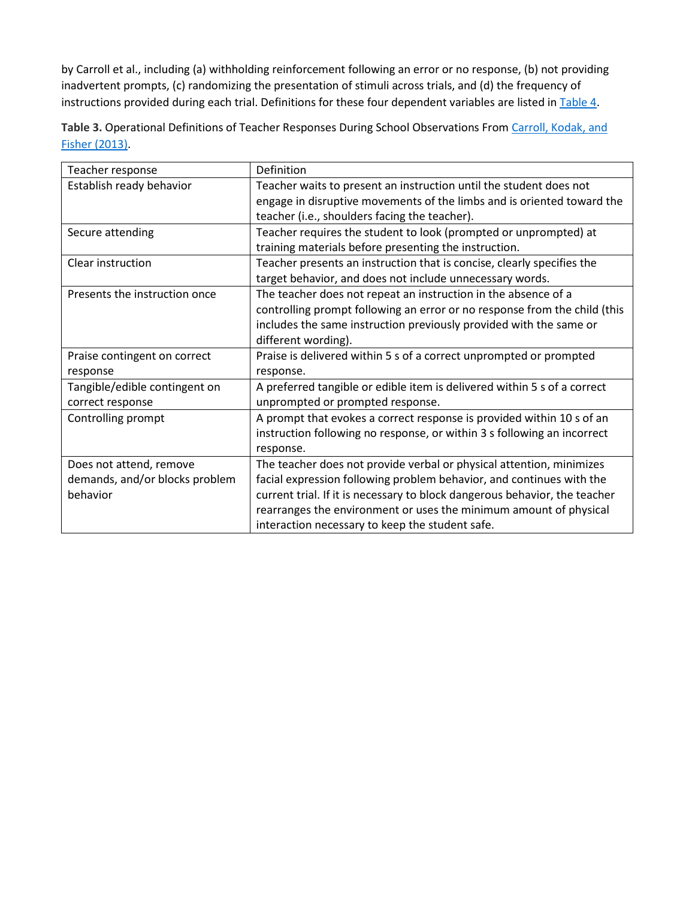by Carroll et al., including (a) withholding reinforcement following an error or no response, (b) not providing inadvertent prompts, (c) randomizing the presentation of stimuli across trials, and (d) the frequency of instructions provided during each trial. Definitions for these four dependent variables are listed in Table 4.

**Table 3.** Operational Definitions of Teacher Responses During School Observations From Carroll, Kodak, and Fisher (2013).

| Teacher response | Definition |
|---|---|
| Establish ready behavior | Teacher waits to present an instruction until the student does not engage in disruptive movements of the limbs and is oriented toward the teacher (i.e., shoulders facing the teacher). |
| Secure attending | Teacher requires the student to look (prompted or unprompted) at training materials before presenting the instruction. |
| Clear instruction | Teacher presents an instruction that is concise, clearly specifies the target behavior, and does not include unnecessary words. |
| Presents the instruction once | The teacher does not repeat an instruction in the absence of a controlling prompt following an error or no response from the child (this includes the same instruction previously provided with the same or different wording). |
| Praise contingent on correct response | Praise is delivered within 5 s of a correct unprompted or prompted response. |
| Tangible/edible contingent on correct response | A preferred tangible or edible item is delivered within 5 s of a correct unprompted or prompted response. |
| Controlling prompt | A prompt that evokes a correct response is provided within 10 s of an instruction following no response, or within 3 s following an incorrect response. |
| Does not attend, remove demands, and/or blocks problem behavior | The teacher does not provide verbal or physical attention, minimizes facial expression following problem behavior, and continues with the current trial. If it is necessary to block dangerous behavior, the teacher rearranges the environment or uses the minimum amount of physical interaction necessary to keep the student safe. |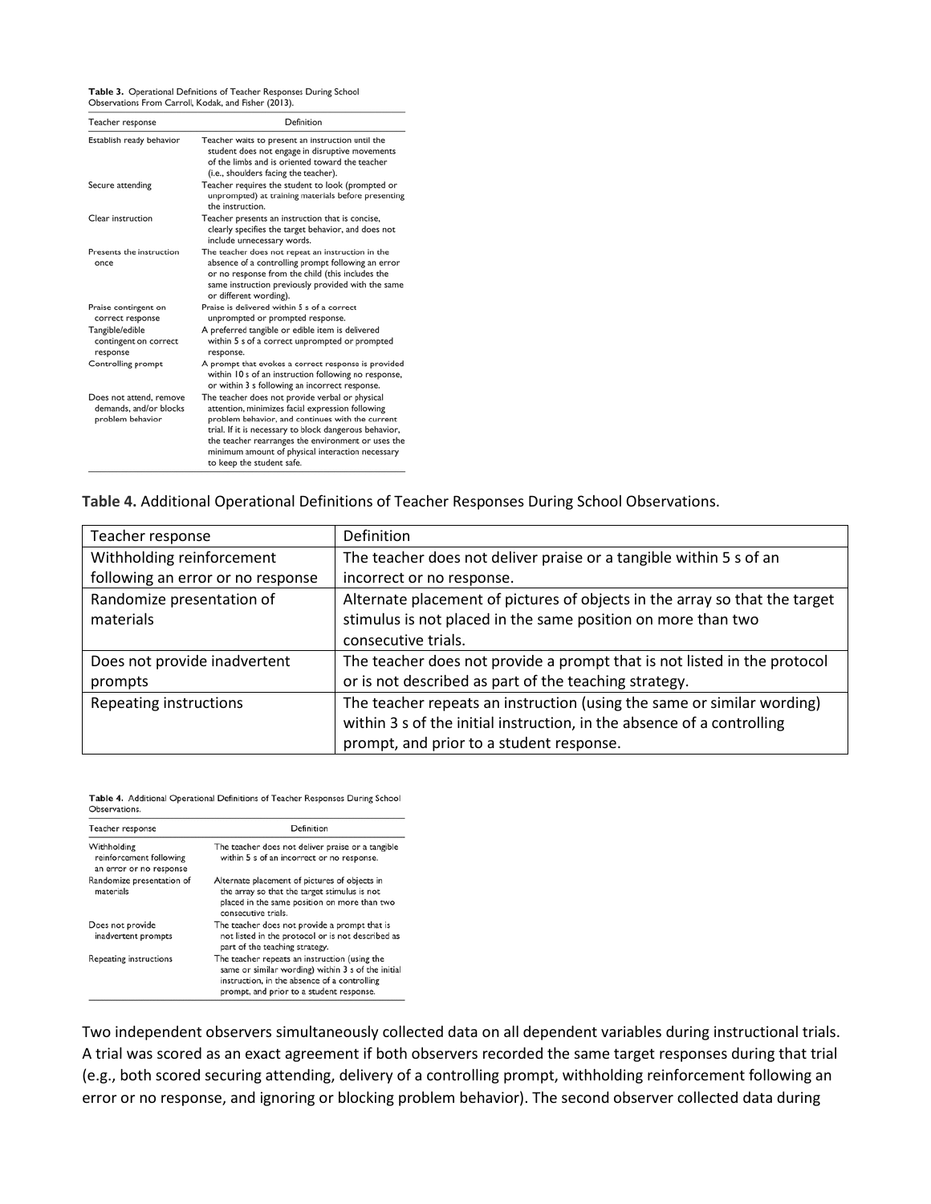**Table 3.** Operational Definitions of Teacher Responses During School Observations From Carroll, Kodak, and Fisher (2013).

| Teacher response | Definition |
|---|---|
| Establish ready behavior | Teacher waits to present an instruction until the student does not engage in disruptive movements of the limbs and is oriented toward the teacher (i.e., shoulders facing the teacher). |
| Secure attending | Teacher requires the student to look (prompted or unprompted) at training materials before presenting the instruction. |
| Clear instruction | Teacher presents an instruction that is concise, clearly specifies the target behavior, and does not include unnecessary words. |
| Presents the instruction once | The teacher does not repeat an instruction in the absence of a controlling prompt following an error or no response from the child (this includes the same instruction previously provided with the same or different wording). |
| Praise contingent on correct response | Praise is delivered within 5 s of a correct unprompted or prompted response. |
| Tangible/edible contingent on correct response | A preferred tangible or edible item is delivered within 5 s of a correct unprompted or prompted response. |
| Controlling prompt | A prompt that evokes a correct response is provided within 10 s of an instruction following no response, or within 3 s following an incorrect response. |
| Does not attend, remove demands, and/or blocks problem behavior | The teacher does not provide verbal or physical attention, minimizes facial expression following problem behavior, and continues with the current trial. If it is necessary to block dangerous behavior, the teacher rearranges the environment or uses the minimum amount of physical interaction necessary to keep the student safe. |

**Table 4.** Additional Operational Definitions of Teacher Responses During School Observations.

| Teacher response | Definition |
|---|---|
| Withholding reinforcement following an error or no response | The teacher does not deliver praise or a tangible within 5 s of an incorrect or no response. |
| Randomize presentation of materials | Alternate placement of pictures of objects in the array so that the target stimulus is not placed in the same position on more than two consecutive trials. |
| Does not provide inadvertent prompts | The teacher does not provide a prompt that is not listed in the protocol or is not described as part of the teaching strategy. |
| Repeating instructions | The teacher repeats an instruction (using the same or similar wording) within 3 s of the initial instruction, in the absence of a controlling prompt, and prior to a student response. |

**Table 4.** Additional Operational Definitions of Teacher Responses During School Observations.

| Teacher response | Definition |
|---|---|
| Withholding reinforcement following an error or no response | The teacher does not deliver praise or a tangible within 5 s of an incorrect or no response. |
| Randomize presentation of materials | Alternate placement of pictures of objects in the array so that the target stimulus is not placed in the same position on more than two consecutive trials. |
| Does not provide inadvertent prompts | The teacher does not provide a prompt that is not listed in the protocol or is not described as part of the teaching strategy. |
| Repeating instructions | The teacher repeats an instruction (using the same or similar wording) within 3 s of the initial instruction, in the absence of a controlling prompt, and prior to a student response. |

Two independent observers simultaneously collected data on all dependent variables during instructional trials. A trial was scored as an exact agreement if both observers recorded the same target responses during that trial (e.g., both scored securing attending, delivery of a controlling prompt, withholding reinforcement following an error or no response, and ignoring or blocking problem behavior). The second observer collected data during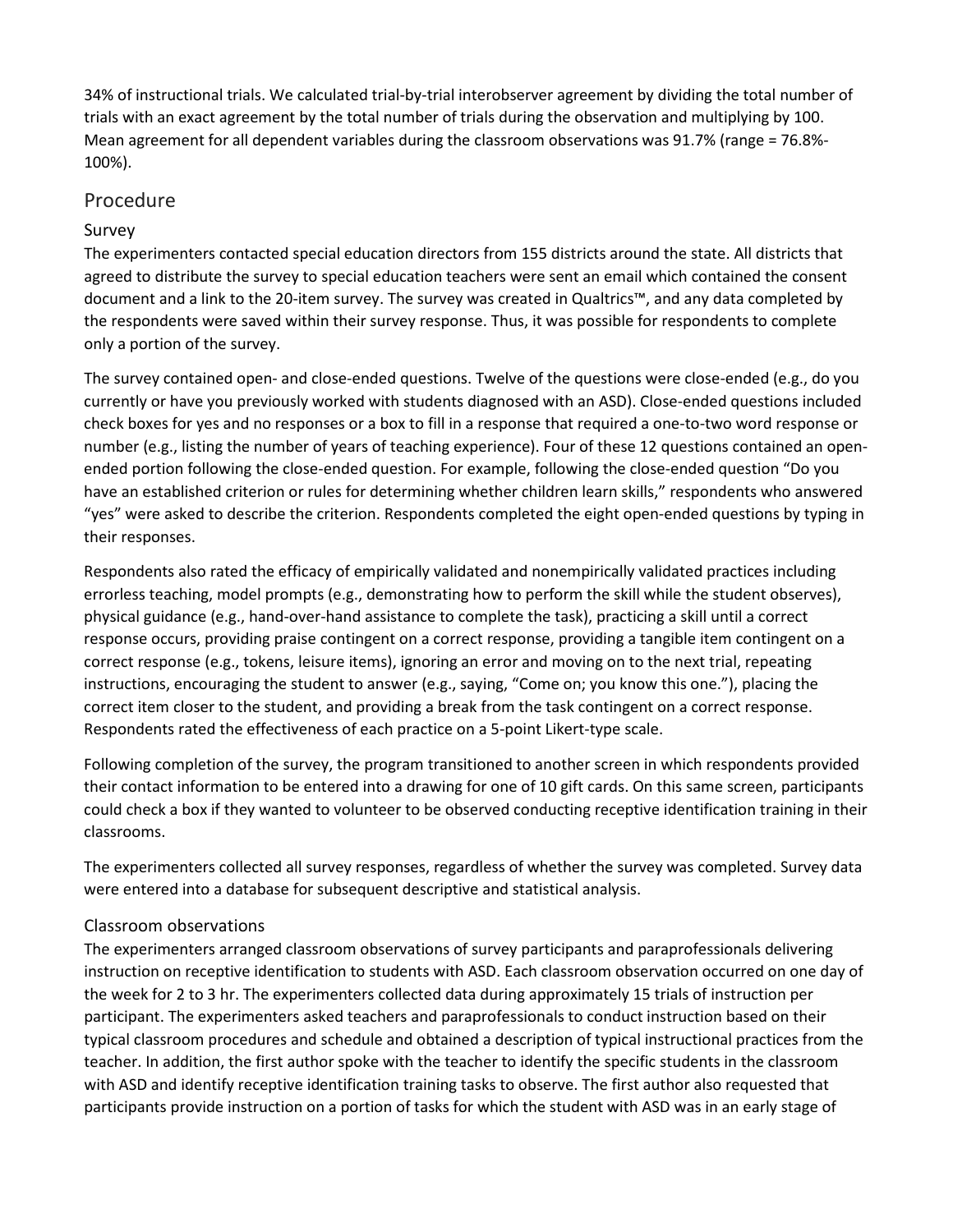34% of instructional trials. We calculated trial-by-trial interobserver agreement by dividing the total number of trials with an exact agreement by the total number of trials during the observation and multiplying by 100. Mean agreement for all dependent variables during the classroom observations was 91.7% (range = 76.8%-100%).

## Procedure

### Survey

The experimenters contacted special education directors from 155 districts around the state. All districts that agreed to distribute the survey to special education teachers were sent an email which contained the consent document and a link to the 20-item survey. The survey was created in Qualtrics™, and any data completed by the respondents were saved within their survey response. Thus, it was possible for respondents to complete only a portion of the survey.

The survey contained open- and close-ended questions. Twelve of the questions were close-ended (e.g., do you currently or have you previously worked with students diagnosed with an ASD). Close-ended questions included check boxes for yes and no responses or a box to fill in a response that required a one-to-two word response or number (e.g., listing the number of years of teaching experience). Four of these 12 questions contained an open-ended portion following the close-ended question. For example, following the close-ended question "Do you have an established criterion or rules for determining whether children learn skills," respondents who answered "yes" were asked to describe the criterion. Respondents completed the eight open-ended questions by typing in their responses.

Respondents also rated the efficacy of empirically validated and nonempirically validated practices including errorless teaching, model prompts (e.g., demonstrating how to perform the skill while the student observes), physical guidance (e.g., hand-over-hand assistance to complete the task), practicing a skill until a correct response occurs, providing praise contingent on a correct response, providing a tangible item contingent on a correct response (e.g., tokens, leisure items), ignoring an error and moving on to the next trial, repeating instructions, encouraging the student to answer (e.g., saying, "Come on; you know this one."), placing the correct item closer to the student, and providing a break from the task contingent on a correct response. Respondents rated the effectiveness of each practice on a 5-point Likert-type scale.

Following completion of the survey, the program transitioned to another screen in which respondents provided their contact information to be entered into a drawing for one of 10 gift cards. On this same screen, participants could check a box if they wanted to volunteer to be observed conducting receptive identification training in their classrooms.

The experimenters collected all survey responses, regardless of whether the survey was completed. Survey data were entered into a database for subsequent descriptive and statistical analysis.

### Classroom observations

The experimenters arranged classroom observations of survey participants and paraprofessionals delivering instruction on receptive identification to students with ASD. Each classroom observation occurred on one day of the week for 2 to 3 hr. The experimenters collected data during approximately 15 trials of instruction per participant. The experimenters asked teachers and paraprofessionals to conduct instruction based on their typical classroom procedures and schedule and obtained a description of typical instructional practices from the teacher. In addition, the first author spoke with the teacher to identify the specific students in the classroom with ASD and identify receptive identification training tasks to observe. The first author also requested that participants provide instruction on a portion of tasks for which the student with ASD was in an early stage of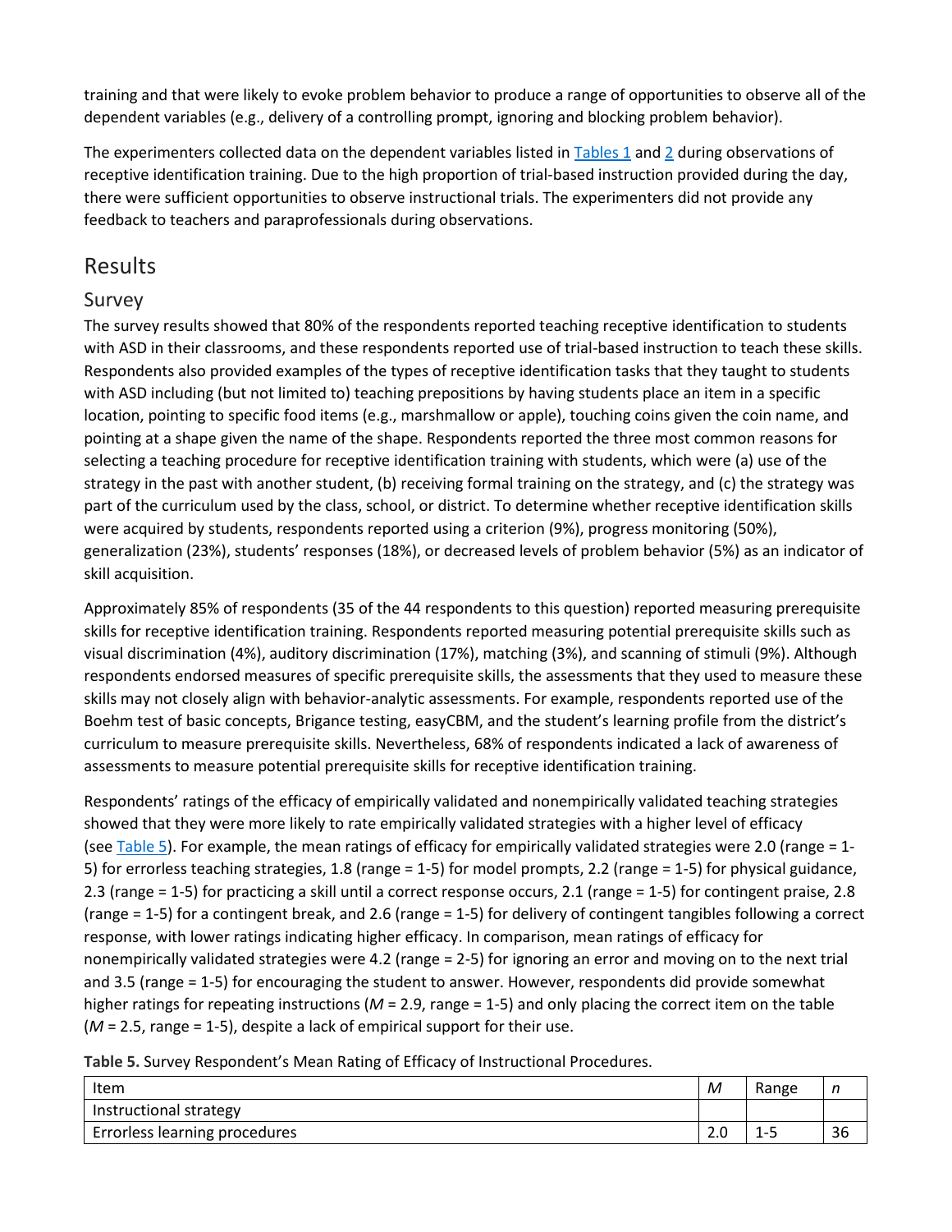training and that were likely to evoke problem behavior to produce a range of opportunities to observe all of the dependent variables (e.g., delivery of a controlling prompt, ignoring and blocking problem behavior).

The experimenters collected data on the dependent variables listed in Tables 1 and 2 during observations of receptive identification training. Due to the high proportion of trial-based instruction provided during the day, there were sufficient opportunities to observe instructional trials. The experimenters did not provide any feedback to teachers and paraprofessionals during observations.

## Results

### Survey

The survey results showed that 80% of the respondents reported teaching receptive identification to students with ASD in their classrooms, and these respondents reported use of trial-based instruction to teach these skills. Respondents also provided examples of the types of receptive identification tasks that they taught to students with ASD including (but not limited to) teaching prepositions by having students place an item in a specific location, pointing to specific food items (e.g., marshmallow or apple), touching coins given the coin name, and pointing at a shape given the name of the shape. Respondents reported the three most common reasons for selecting a teaching procedure for receptive identification training with students, which were (a) use of the strategy in the past with another student, (b) receiving formal training on the strategy, and (c) the strategy was part of the curriculum used by the class, school, or district. To determine whether receptive identification skills were acquired by students, respondents reported using a criterion (9%), progress monitoring (50%), generalization (23%), students' responses (18%), or decreased levels of problem behavior (5%) as an indicator of skill acquisition.

Approximately 85% of respondents (35 of the 44 respondents to this question) reported measuring prerequisite skills for receptive identification training. Respondents reported measuring potential prerequisite skills such as visual discrimination (4%), auditory discrimination (17%), matching (3%), and scanning of stimuli (9%). Although respondents endorsed measures of specific prerequisite skills, the assessments that they used to measure these skills may not closely align with behavior-analytic assessments. For example, respondents reported use of the Boehm test of basic concepts, Brigance testing, easyCBM, and the student's learning profile from the district's curriculum to measure prerequisite skills. Nevertheless, 68% of respondents indicated a lack of awareness of assessments to measure potential prerequisite skills for receptive identification training.

Respondents' ratings of the efficacy of empirically validated and nonempirically validated teaching strategies showed that they were more likely to rate empirically validated strategies with a higher level of efficacy (see Table 5). For example, the mean ratings of efficacy for empirically validated strategies were 2.0 (range = 1-5) for errorless teaching strategies, 1.8 (range = 1-5) for model prompts, 2.2 (range = 1-5) for physical guidance, 2.3 (range = 1-5) for practicing a skill until a correct response occurs, 2.1 (range = 1-5) for contingent praise, 2.8 (range = 1-5) for a contingent break, and 2.6 (range = 1-5) for delivery of contingent tangibles following a correct response, with lower ratings indicating higher efficacy. In comparison, mean ratings of efficacy for nonempirically validated strategies were 4.2 (range = 2-5) for ignoring an error and moving on to the next trial and 3.5 (range = 1-5) for encouraging the student to answer. However, respondents did provide somewhat higher ratings for repeating instructions (*M* = 2.9, range = 1-5) and only placing the correct item on the table (*M* = 2.5, range = 1-5), despite a lack of empirical support for their use.

**Table 5.** Survey Respondent's Mean Rating of Efficacy of Instructional Procedures.

| Item | *M* | Range | *n* |
|---|---|---|---|
| Instructional strategy | | | |
| Errorless learning procedures | 2.0 | 1-5 | 36 |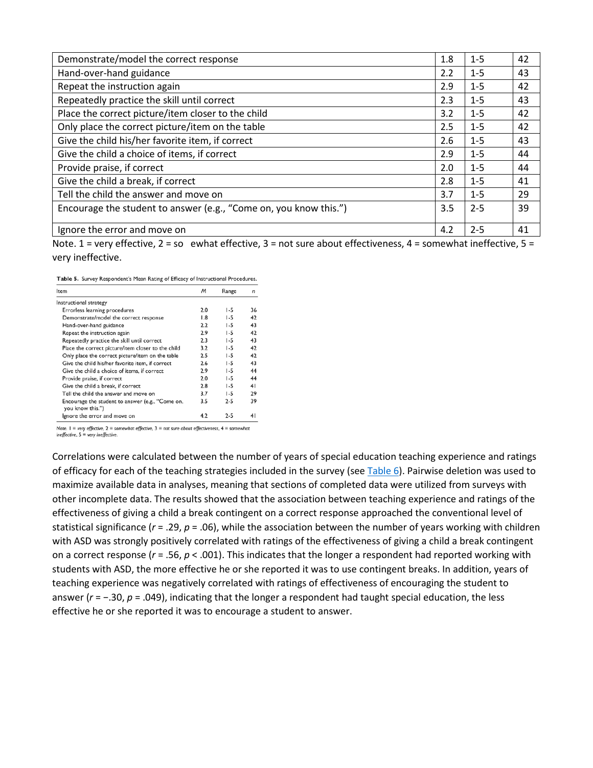| | | | |
|---|---|---|---|
| Demonstrate/model the correct response | 1.8 | 1-5 | 42 |
| Hand-over-hand guidance | 2.2 | 1-5 | 43 |
| Repeat the instruction again | 2.9 | 1-5 | 42 |
| Repeatedly practice the skill until correct | 2.3 | 1-5 | 43 |
| Place the correct picture/item closer to the child | 3.2 | 1-5 | 42 |
| Only place the correct picture/item on the table | 2.5 | 1-5 | 42 |
| Give the child his/her favorite item, if correct | 2.6 | 1-5 | 43 |
| Give the child a choice of items, if correct | 2.9 | 1-5 | 44 |
| Provide praise, if correct | 2.0 | 1-5 | 44 |
| Give the child a break, if correct | 2.8 | 1-5 | 41 |
| Tell the child the answer and move on | 3.7 | 1-5 | 29 |
| Encourage the student to answer (e.g., "Come on, you know this.") | 3.5 | 2-5 | 39 |
| Ignore the error and move on | 4.2 | 2-5 | 41 |

Note. 1 = very effective, 2 = so ewhat effective, 3 = not sure about effectiveness, 4 = somewhat ineffective, 5 = very ineffective.

**Table 5.** Survey Respondent's Mean Rating of Efficacy of Instructional Procedures.

| Item | *M* | Range | *n* |
|---|---|---|---|
| Instructional strategy | | | |
| Errorless learning procedures | 2.0 | 1-5 | 36 |
| Demonstrate/model the correct response | 1.8 | 1-5 | 42 |
| Hand-over-hand guidance | 2.2 | 1-5 | 43 |
| Repeat the instruction again | 2.9 | 1-5 | 42 |
| Repeatedly practice the skill until correct | 2.3 | 1-5 | 43 |
| Place the correct picture/item closer to the child | 3.2 | 1-5 | 42 |
| Only place the correct picture/item on the table | 2.5 | 1-5 | 42 |
| Give the child his/her favorite item, if correct | 2.6 | 1-5 | 43 |
| Give the child a choice of items, if correct | 2.9 | 1-5 | 44 |
| Provide praise, if correct | 2.0 | 1-5 | 44 |
| Give the child a break, if correct | 2.8 | 1-5 | 41 |
| Tell the child the answer and move on | 3.7 | 1-5 | 29 |
| Encourage the student to answer (e.g., "Come on, you know this.") | 3.5 | 2-5 | 39 |
| Ignore the error and move on | 4.2 | 2-5 | 41 |

*Note.* 1 = *very effective*, 2 = *somewhat effective*, 3 = *not sure about effectiveness*, 4 = *somewhat ineffective*, 5 = *very ineffective*.

Correlations were calculated between the number of years of special education teaching experience and ratings of efficacy for each of the teaching strategies included in the survey (see Table 6). Pairwise deletion was used to maximize available data in analyses, meaning that sections of completed data were utilized from surveys with other incomplete data. The results showed that the association between teaching experience and ratings of the effectiveness of giving a child a break contingent on a correct response approached the conventional level of statistical significance ($r = .29$, $p = .06$), while the association between the number of years working with children with ASD was strongly positively correlated with ratings of the effectiveness of giving a child a break contingent on a correct response ($r = .56$, $p < .001$). This indicates that the longer a respondent had reported working with students with ASD, the more effective he or she reported it was to use contingent breaks. In addition, years of teaching experience was negatively correlated with ratings of effectiveness of encouraging the student to answer ($r = -.30$, $p = .049$), indicating that the longer a respondent had taught special education, the less effective he or she reported it was to encourage a student to answer.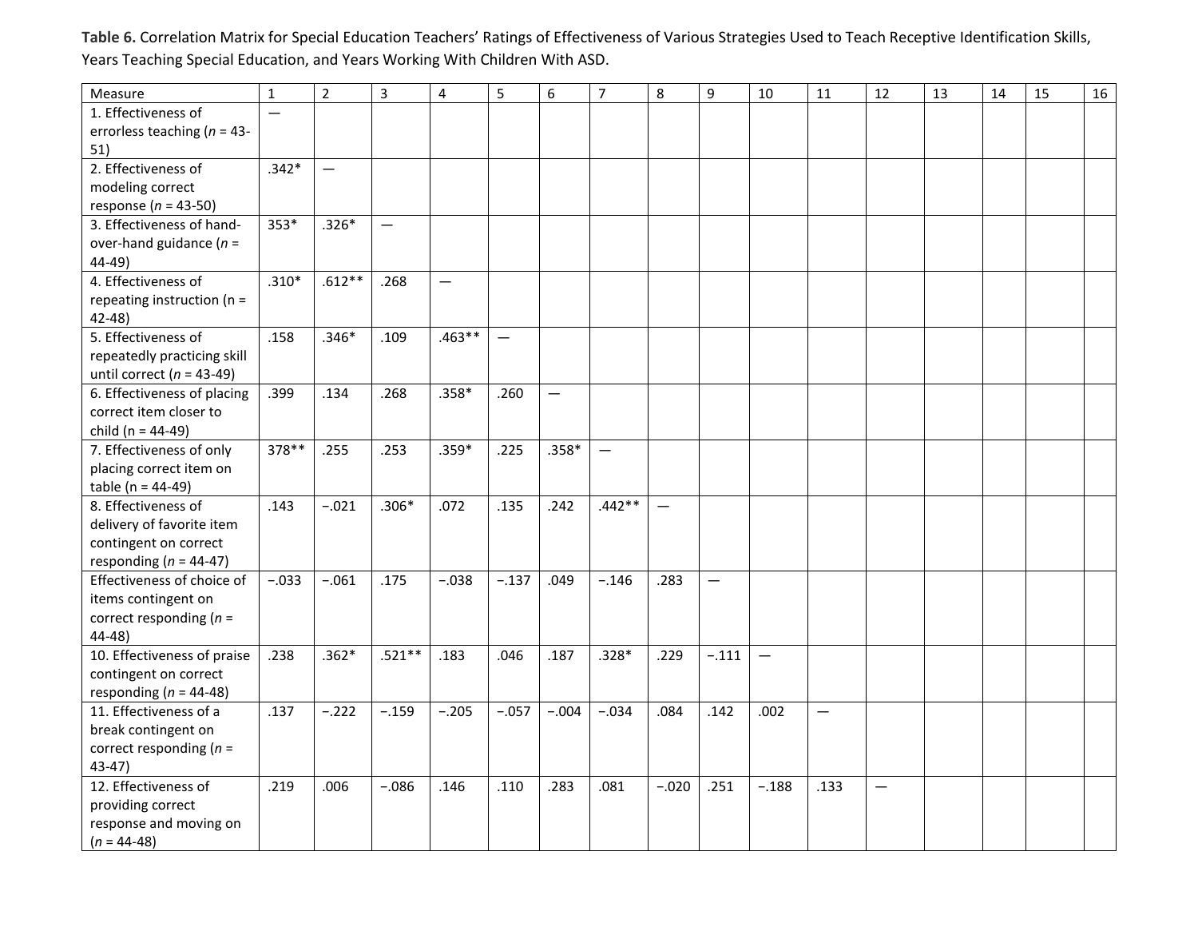**Table 6.** Correlation Matrix for Special Education Teachers' Ratings of Effectiveness of Various Strategies Used to Teach Receptive Identification Skills, Years Teaching Special Education, and Years Working With Children With ASD.

| Measure | 1 | 2 | 3 | 4 | 5 | 6 | 7 | 8 | 9 | 10 | 11 | 12 | 13 | 14 | 15 | 16 |
|---|---|---|---|---|---|---|---|---|---|---|---|---|---|---|---|---|
| 1. Effectiveness of errorless teaching (*n* = 43-51) | — | | | | | | | | | | | | | | | |
| 2. Effectiveness of modeling correct response (*n* = 43-50) | .342* | — | | | | | | | | | | | | | | |
| 3. Effectiveness of hand-over-hand guidance (*n* = 44-49) | 353* | .326* | — | | | | | | | | | | | | | |
| 4. Effectiveness of repeating instruction (n = 42-48) | .310* | .612** | .268 | — | | | | | | | | | | | | |
| 5. Effectiveness of repeatedly practicing skill until correct (*n* = 43-49) | .158 | .346* | .109 | .463** | — | | | | | | | | | | | |
| 6. Effectiveness of placing correct item closer to child (n = 44-49) | .399 | .134 | .268 | .358* | .260 | — | | | | | | | | | | |
| 7. Effectiveness of only placing correct item on table (n = 44-49) | 378** | .255 | .253 | .359* | .225 | .358* | — | | | | | | | | | |
| 8. Effectiveness of delivery of favorite item contingent on correct responding (*n* = 44-47) | .143 | −.021 | .306* | .072 | .135 | .242 | .442** | — | | | | | | | | |
| Effectiveness of choice of items contingent on correct responding (*n* = 44-48) | −.033 | −.061 | .175 | −.038 | −.137 | .049 | −.146 | .283 | — | | | | | | | |
| 10. Effectiveness of praise contingent on correct responding (*n* = 44-48) | .238 | .362* | .521** | .183 | .046 | .187 | .328* | .229 | −.111 | — | | | | | | |
| 11. Effectiveness of a break contingent on correct responding (*n* = 43-47) | .137 | −.222 | −.159 | −.205 | −.057 | −.004 | −.034 | .084 | .142 | .002 | — | | | | | |
| 12. Effectiveness of providing correct response and moving on (*n* = 44-48) | .219 | .006 | −.086 | .146 | .110 | .283 | .081 | −.020 | .251 | −.188 | .133 | — | | | | |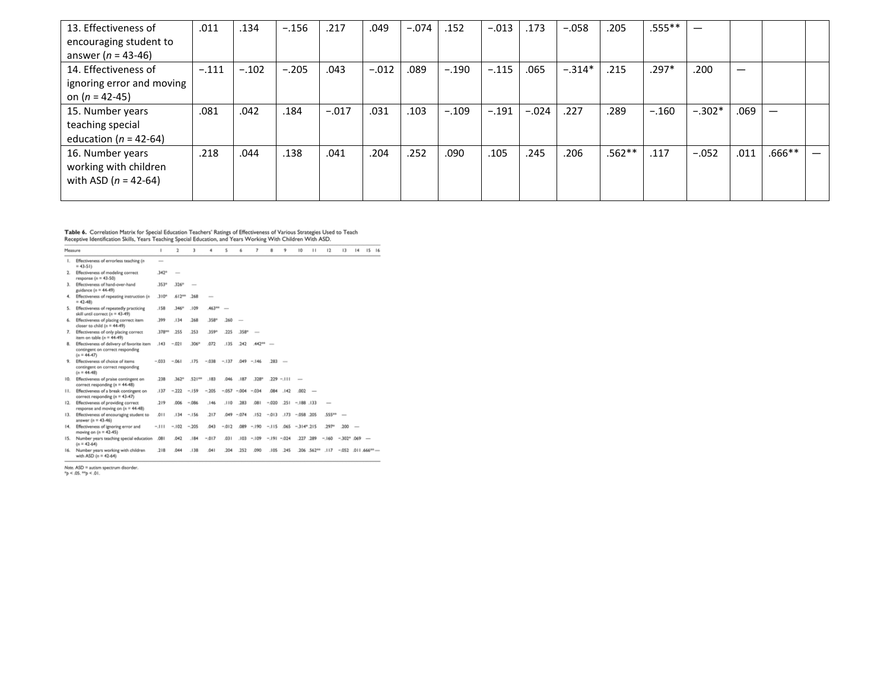| Measure | 1 | 2 | 3 | 4 | 5 | 6 | 7 | 8 | 9 | 10 | 11 | 12 | 13 | 14 | 15 | 16 |
|---|---|---|---|---|---|---|---|---|---|---|---|---|---|---|---|---|
| 13. Effectiveness of encouraging student to answer (*n* = 43-46) | .011 | .134 | −.156 | .217 | .049 | −.074 | .152 | −.013 | .173 | −.058 | .205 | .555** | — | | | |
| 14. Effectiveness of ignoring error and moving on (*n* = 42-45) | −.111 | −.102 | −.205 | .043 | −.012 | .089 | −.190 | −.115 | .065 | −.314* | .215 | .297* | .200 | — | | |
| 15. Number years teaching special education (*n* = 42-64) | .081 | .042 | .184 | −.017 | .031 | .103 | −.109 | −.191 | −.024 | .227 | .289 | −.160 | −.302* | .069 | — | |
| 16. Number years working with children with ASD (*n* = 42-64) | .218 | .044 | .138 | .041 | .204 | .252 | .090 | .105 | .245 | .206 | .562** | .117 | −.052 | .011 | .666** | — |

**Table 6.** Correlation Matrix for Special Education Teachers' Ratings of Effectiveness of Various Strategies Used to Teach Receptive Identification Skills, Years Teaching Special Education, and Years Working With Children With ASD.

| Measure | 1 | 2 | 3 | 4 | 5 | 6 | 7 | 8 | 9 | 10 | 11 | 12 | 13 | 14 | 15 | 16 |
|---|---|---|---|---|---|---|---|---|---|---|---|---|---|---|---|---|
| 1. Effectiveness of errorless teaching (*n* = 43-51) | — | | | | | | | | | | | | | | | |
| 2. Effectiveness of modeling correct response (*n* = 43-50) | .342* | — | | | | | | | | | | | | | | |
| 3. Effectiveness of hand-over-hand guidance (*n* = 44-49) | .353* | .326* | — | | | | | | | | | | | | | |
| 4. Effectiveness of repeating instruction (*n* = 42-48) | .310* | .612** | .268 | — | | | | | | | | | | | | |
| 5. Effectiveness of repeatedly practicing skill until correct (*n* = 43-49) | .158 | .346* | .109 | .463** | — | | | | | | | | | | | |
| 6. Effectiveness of placing correct item closer to child (*n* = 44-49) | .399 | .134 | .268 | .358* | .260 | — | | | | | | | | | | |
| 7. Effectiveness of only placing correct item on table (*n* = 44-49) | .378** | .255 | .253 | .359* | .225 | .358* | — | | | | | | | | | |
| 8. Effectiveness of delivery of favorite item contingent on correct responding (*n* = 44-47) | .143 | −.021 | .306* | .072 | .135 | .242 | .442** | — | | | | | | | | |
| 9. Effectiveness of choice of items contingent on correct responding (*n* = 44-48) | −.033 | −.061 | .175 | −.038 | −.137 | .049 | −.146 | .283 | — | | | | | | | |
| 10. Effectiveness of praise contingent on correct responding (*n* = 44-48) | .238 | .362* | .521** | .183 | .046 | .187 | .328* | .229 | −.111 | — | | | | | | |
| 11. Effectiveness of a break contingent on correct responding (*n* = 43-47) | .137 | −.222 | −.159 | −.205 | −.057 | −.004 | −.034 | .084 | .142 | .002 | — | | | | | |
| 12. Effectiveness of providing correct response and moving on (*n* = 44-48) | .219 | .006 | −.086 | .146 | .110 | .283 | .081 | −.020 | .251 | −.188 | .133 | — | | | | |
| 13. Effectiveness of encouraging student to answer (*n* = 43-46) | .011 | .134 | −.156 | .217 | .049 | −.074 | .152 | −.013 | .173 | −.058 | .205 | .555** | — | | | |
| 14. Effectiveness of ignoring error and moving on (*n* = 42-45) | −.111 | −.102 | −.205 | .043 | −.012 | .089 | −.190 | −.115 | .065 | −.314* | .215 | .297* | .200 | — | | |
| 15. Number years teaching special education (*n* = 42-64) | .081 | .042 | .184 | −.017 | .031 | .103 | −.109 | −.191 | −.024 | .227 | .289 | −.160 | −.302* | .069 | — | |
| 16. Number years working with children with ASD (*n* = 42-64) | .218 | .044 | .138 | .041 | .204 | .252 | .090 | .105 | .245 | .206 | .562** | .117 | −.052 | .011 | .666** | — |

*Note.* ASD = autism spectrum disorder.
*$p < .05$. **$p < .01$.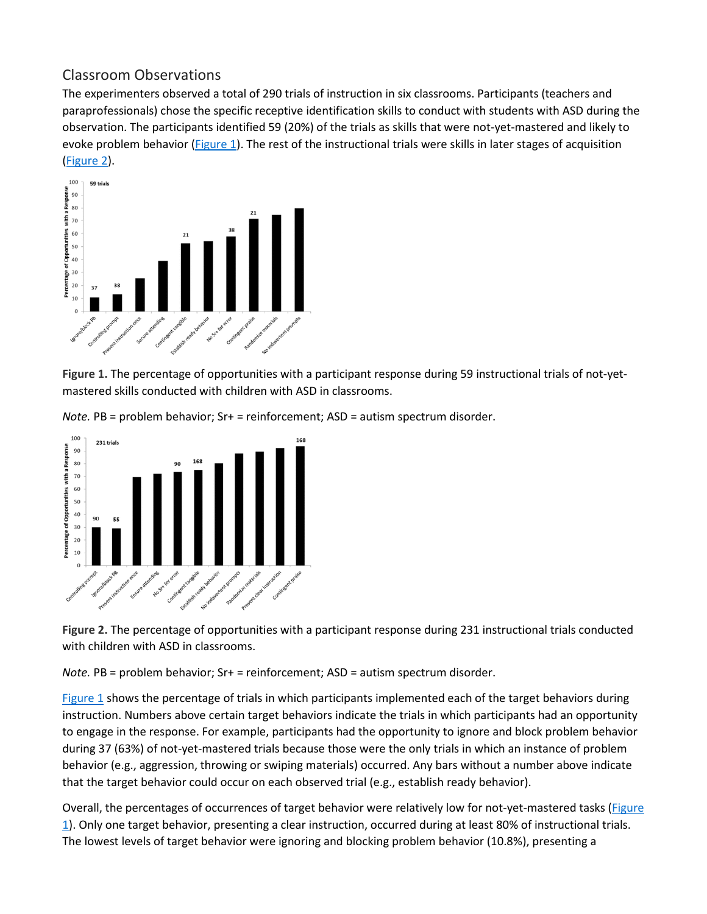## Classroom Observations

The experimenters observed a total of 290 trials of instruction in six classrooms. Participants (teachers and paraprofessionals) chose the specific receptive identification skills to conduct with students with ASD during the observation. The participants identified 59 (20%) of the trials as skills that were not-yet-mastered and likely to evoke problem behavior (Figure 1). The rest of the instructional trials were skills in later stages of acquisition (Figure 2).

**Figure 1.** The percentage of opportunities with a participant response during 59 instructional trials of not-yet-mastered skills conducted with children with ASD in classrooms.

*Note.* PB = problem behavior; Sr+ = reinforcement; ASD = autism spectrum disorder.

**Figure 2.** The percentage of opportunities with a participant response during 231 instructional trials conducted with children with ASD in classrooms.

*Note.* PB = problem behavior; Sr+ = reinforcement; ASD = autism spectrum disorder.

Figure 1 shows the percentage of trials in which participants implemented each of the target behaviors during instruction. Numbers above certain target behaviors indicate the trials in which participants had an opportunity to engage in the response. For example, participants had the opportunity to ignore and block problem behavior during 37 (63%) of not-yet-mastered trials because those were the only trials in which an instance of problem behavior (e.g., aggression, throwing or swiping materials) occurred. Any bars without a number above indicate that the target behavior could occur on each observed trial (e.g., establish ready behavior).

Overall, the percentages of occurrences of target behavior were relatively low for not-yet-mastered tasks (Figure 1). Only one target behavior, presenting a clear instruction, occurred during at least 80% of instructional trials. The lowest levels of target behavior were ignoring and blocking problem behavior (10.8%), presenting a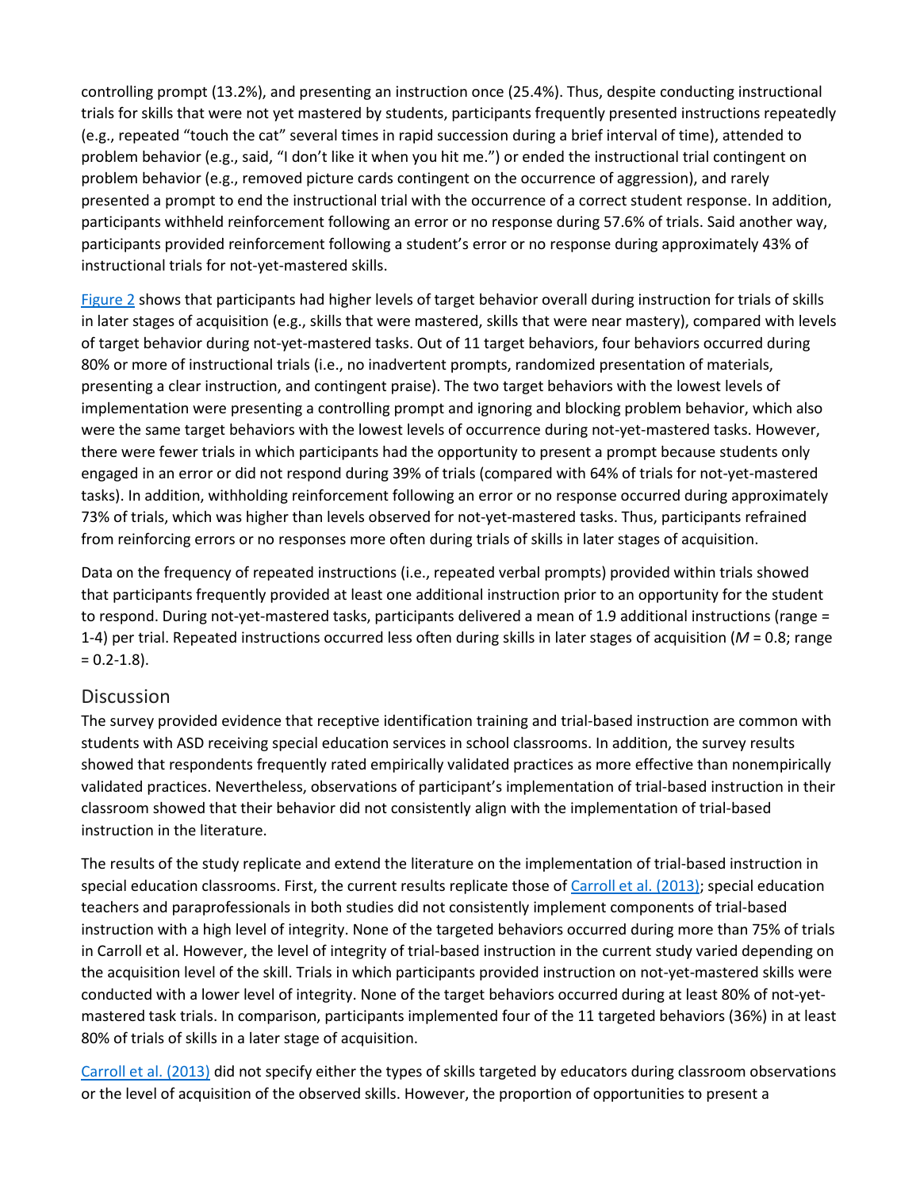controlling prompt (13.2%), and presenting an instruction once (25.4%). Thus, despite conducting instructional trials for skills that were not yet mastered by students, participants frequently presented instructions repeatedly (e.g., repeated "touch the cat" several times in rapid succession during a brief interval of time), attended to problem behavior (e.g., said, "I don't like it when you hit me.") or ended the instructional trial contingent on problem behavior (e.g., removed picture cards contingent on the occurrence of aggression), and rarely presented a prompt to end the instructional trial with the occurrence of a correct student response. In addition, participants withheld reinforcement following an error or no response during 57.6% of trials. Said another way, participants provided reinforcement following a student's error or no response during approximately 43% of instructional trials for not-yet-mastered skills.

Figure 2 shows that participants had higher levels of target behavior overall during instruction for trials of skills in later stages of acquisition (e.g., skills that were mastered, skills that were near mastery), compared with levels of target behavior during not-yet-mastered tasks. Out of 11 target behaviors, four behaviors occurred during 80% or more of instructional trials (i.e., no inadvertent prompts, randomized presentation of materials, presenting a clear instruction, and contingent praise). The two target behaviors with the lowest levels of implementation were presenting a controlling prompt and ignoring and blocking problem behavior, which also were the same target behaviors with the lowest levels of occurrence during not-yet-mastered tasks. However, there were fewer trials in which participants had the opportunity to present a prompt because students only engaged in an error or did not respond during 39% of trials (compared with 64% of trials for not-yet-mastered tasks). In addition, withholding reinforcement following an error or no response occurred during approximately 73% of trials, which was higher than levels observed for not-yet-mastered tasks. Thus, participants refrained from reinforcing errors or no responses more often during trials of skills in later stages of acquisition.

Data on the frequency of repeated instructions (i.e., repeated verbal prompts) provided within trials showed that participants frequently provided at least one additional instruction prior to an opportunity for the student to respond. During not-yet-mastered tasks, participants delivered a mean of 1.9 additional instructions (range = 1-4) per trial. Repeated instructions occurred less often during skills in later stages of acquisition (*M* = 0.8; range = 0.2-1.8).

## Discussion

The survey provided evidence that receptive identification training and trial-based instruction are common with students with ASD receiving special education services in school classrooms. In addition, the survey results showed that respondents frequently rated empirically validated practices as more effective than nonempirically validated practices. Nevertheless, observations of participant's implementation of trial-based instruction in their classroom showed that their behavior did not consistently align with the implementation of trial-based instruction in the literature.

The results of the study replicate and extend the literature on the implementation of trial-based instruction in special education classrooms. First, the current results replicate those of Carroll et al. (2013); special education teachers and paraprofessionals in both studies did not consistently implement components of trial-based instruction with a high level of integrity. None of the targeted behaviors occurred during more than 75% of trials in Carroll et al. However, the level of integrity of trial-based instruction in the current study varied depending on the acquisition level of the skill. Trials in which participants provided instruction on not-yet-mastered skills were conducted with a lower level of integrity. None of the target behaviors occurred during at least 80% of not-yet-mastered task trials. In comparison, participants implemented four of the 11 targeted behaviors (36%) in at least 80% of trials of skills in a later stage of acquisition.

Carroll et al. (2013) did not specify either the types of skills targeted by educators during classroom observations or the level of acquisition of the observed skills. However, the proportion of opportunities to present a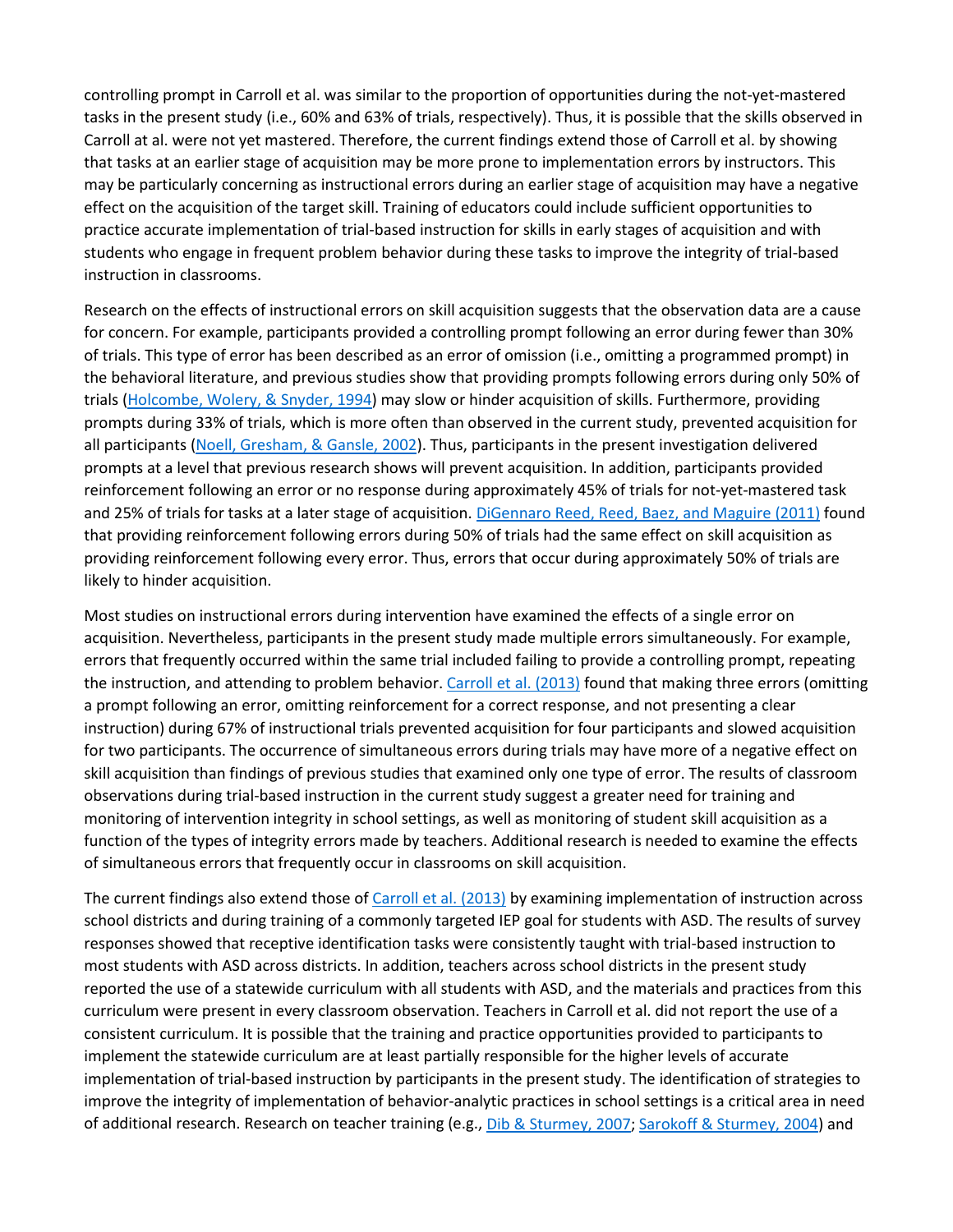controlling prompt in Carroll et al. was similar to the proportion of opportunities during the not-yet-mastered tasks in the present study (i.e., 60% and 63% of trials, respectively). Thus, it is possible that the skills observed in Carroll at al. were not yet mastered. Therefore, the current findings extend those of Carroll et al. by showing that tasks at an earlier stage of acquisition may be more prone to implementation errors by instructors. This may be particularly concerning as instructional errors during an earlier stage of acquisition may have a negative effect on the acquisition of the target skill. Training of educators could include sufficient opportunities to practice accurate implementation of trial-based instruction for skills in early stages of acquisition and with students who engage in frequent problem behavior during these tasks to improve the integrity of trial-based instruction in classrooms.

Research on the effects of instructional errors on skill acquisition suggests that the observation data are a cause for concern. For example, participants provided a controlling prompt following an error during fewer than 30% of trials. This type of error has been described as an error of omission (i.e., omitting a programmed prompt) in the behavioral literature, and previous studies show that providing prompts following errors during only 50% of trials (Holcombe, Wolery, & Snyder, 1994) may slow or hinder acquisition of skills. Furthermore, providing prompts during 33% of trials, which is more often than observed in the current study, prevented acquisition for all participants (Noell, Gresham, & Gansle, 2002). Thus, participants in the present investigation delivered prompts at a level that previous research shows will prevent acquisition. In addition, participants provided reinforcement following an error or no response during approximately 45% of trials for not-yet-mastered task and 25% of trials for tasks at a later stage of acquisition. DiGennaro Reed, Reed, Baez, and Maguire (2011) found that providing reinforcement following errors during 50% of trials had the same effect on skill acquisition as providing reinforcement following every error. Thus, errors that occur during approximately 50% of trials are likely to hinder acquisition.

Most studies on instructional errors during intervention have examined the effects of a single error on acquisition. Nevertheless, participants in the present study made multiple errors simultaneously. For example, errors that frequently occurred within the same trial included failing to provide a controlling prompt, repeating the instruction, and attending to problem behavior. Carroll et al. (2013) found that making three errors (omitting a prompt following an error, omitting reinforcement for a correct response, and not presenting a clear instruction) during 67% of instructional trials prevented acquisition for four participants and slowed acquisition for two participants. The occurrence of simultaneous errors during trials may have more of a negative effect on skill acquisition than findings of previous studies that examined only one type of error. The results of classroom observations during trial-based instruction in the current study suggest a greater need for training and monitoring of intervention integrity in school settings, as well as monitoring of student skill acquisition as a function of the types of integrity errors made by teachers. Additional research is needed to examine the effects of simultaneous errors that frequently occur in classrooms on skill acquisition.

The current findings also extend those of Carroll et al. (2013) by examining implementation of instruction across school districts and during training of a commonly targeted IEP goal for students with ASD. The results of survey responses showed that receptive identification tasks were consistently taught with trial-based instruction to most students with ASD across districts. In addition, teachers across school districts in the present study reported the use of a statewide curriculum with all students with ASD, and the materials and practices from this curriculum were present in every classroom observation. Teachers in Carroll et al. did not report the use of a consistent curriculum. It is possible that the training and practice opportunities provided to participants to implement the statewide curriculum are at least partially responsible for the higher levels of accurate implementation of trial-based instruction by participants in the present study. The identification of strategies to improve the integrity of implementation of behavior-analytic practices in school settings is a critical area in need of additional research. Research on teacher training (e.g., Dib & Sturmey, 2007; Sarokoff & Sturmey, 2004) and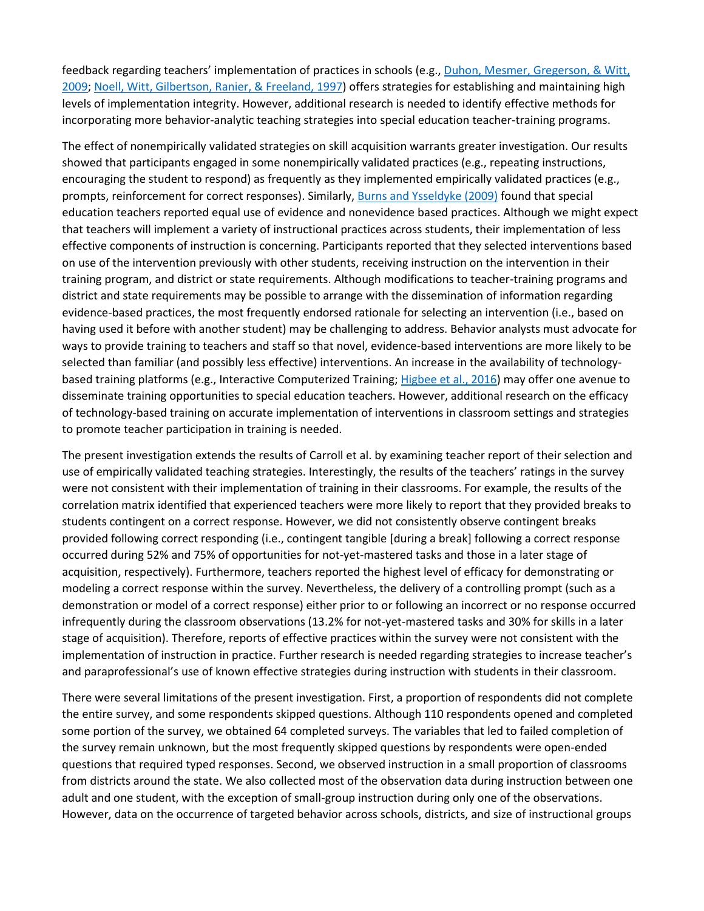feedback regarding teachers' implementation of practices in schools (e.g., Duhon, Mesmer, Gregerson, & Witt, 2009; Noell, Witt, Gilbertson, Ranier, & Freeland, 1997) offers strategies for establishing and maintaining high levels of implementation integrity. However, additional research is needed to identify effective methods for incorporating more behavior-analytic teaching strategies into special education teacher-training programs.

The effect of nonempirically validated strategies on skill acquisition warrants greater investigation. Our results showed that participants engaged in some nonempirically validated practices (e.g., repeating instructions, encouraging the student to respond) as frequently as they implemented empirically validated practices (e.g., prompts, reinforcement for correct responses). Similarly, Burns and Ysseldyke (2009) found that special education teachers reported equal use of evidence and nonevidence based practices. Although we might expect that teachers will implement a variety of instructional practices across students, their implementation of less effective components of instruction is concerning. Participants reported that they selected interventions based on use of the intervention previously with other students, receiving instruction on the intervention in their training program, and district or state requirements. Although modifications to teacher-training programs and district and state requirements may be possible to arrange with the dissemination of information regarding evidence-based practices, the most frequently endorsed rationale for selecting an intervention (i.e., based on having used it before with another student) may be challenging to address. Behavior analysts must advocate for ways to provide training to teachers and staff so that novel, evidence-based interventions are more likely to be selected than familiar (and possibly less effective) interventions. An increase in the availability of technology-based training platforms (e.g., Interactive Computerized Training; Higbee et al., 2016) may offer one avenue to disseminate training opportunities to special education teachers. However, additional research on the efficacy of technology-based training on accurate implementation of interventions in classroom settings and strategies to promote teacher participation in training is needed.

The present investigation extends the results of Carroll et al. by examining teacher report of their selection and use of empirically validated teaching strategies. Interestingly, the results of the teachers' ratings in the survey were not consistent with their implementation of training in their classrooms. For example, the results of the correlation matrix identified that experienced teachers were more likely to report that they provided breaks to students contingent on a correct response. However, we did not consistently observe contingent breaks provided following correct responding (i.e., contingent tangible [during a break] following a correct response occurred during 52% and 75% of opportunities for not-yet-mastered tasks and those in a later stage of acquisition, respectively). Furthermore, teachers reported the highest level of efficacy for demonstrating or modeling a correct response within the survey. Nevertheless, the delivery of a controlling prompt (such as a demonstration or model of a correct response) either prior to or following an incorrect or no response occurred infrequently during the classroom observations (13.2% for not-yet-mastered tasks and 30% for skills in a later stage of acquisition). Therefore, reports of effective practices within the survey were not consistent with the implementation of instruction in practice. Further research is needed regarding strategies to increase teacher's and paraprofessional's use of known effective strategies during instruction with students in their classroom.

There were several limitations of the present investigation. First, a proportion of respondents did not complete the entire survey, and some respondents skipped questions. Although 110 respondents opened and completed some portion of the survey, we obtained 64 completed surveys. The variables that led to failed completion of the survey remain unknown, but the most frequently skipped questions by respondents were open-ended questions that required typed responses. Second, we observed instruction in a small proportion of classrooms from districts around the state. We also collected most of the observation data during instruction between one adult and one student, with the exception of small-group instruction during only one of the observations. However, data on the occurrence of targeted behavior across schools, districts, and size of instructional groups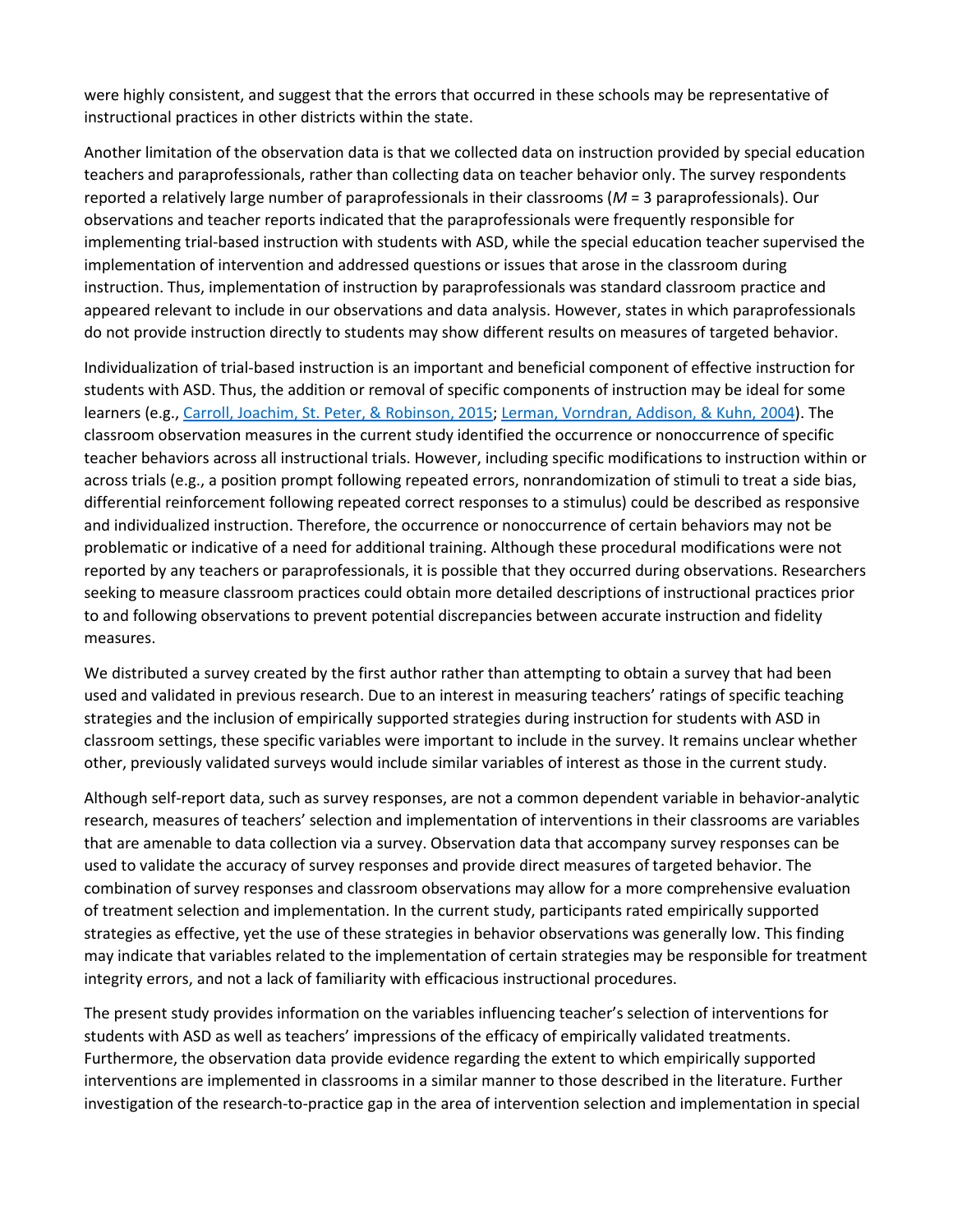were highly consistent, and suggest that the errors that occurred in these schools may be representative of instructional practices in other districts within the state.

Another limitation of the observation data is that we collected data on instruction provided by special education teachers and paraprofessionals, rather than collecting data on teacher behavior only. The survey respondents reported a relatively large number of paraprofessionals in their classrooms (*M* = 3 paraprofessionals). Our observations and teacher reports indicated that the paraprofessionals were frequently responsible for implementing trial-based instruction with students with ASD, while the special education teacher supervised the implementation of intervention and addressed questions or issues that arose in the classroom during instruction. Thus, implementation of instruction by paraprofessionals was standard classroom practice and appeared relevant to include in our observations and data analysis. However, states in which paraprofessionals do not provide instruction directly to students may show different results on measures of targeted behavior.

Individualization of trial-based instruction is an important and beneficial component of effective instruction for students with ASD. Thus, the addition or removal of specific components of instruction may be ideal for some learners (e.g., Carroll, Joachim, St. Peter, & Robinson, 2015; Lerman, Vorndran, Addison, & Kuhn, 2004). The classroom observation measures in the current study identified the occurrence or nonoccurrence of specific teacher behaviors across all instructional trials. However, including specific modifications to instruction within or across trials (e.g., a position prompt following repeated errors, nonrandomization of stimuli to treat a side bias, differential reinforcement following repeated correct responses to a stimulus) could be described as responsive and individualized instruction. Therefore, the occurrence or nonoccurrence of certain behaviors may not be problematic or indicative of a need for additional training. Although these procedural modifications were not reported by any teachers or paraprofessionals, it is possible that they occurred during observations. Researchers seeking to measure classroom practices could obtain more detailed descriptions of instructional practices prior to and following observations to prevent potential discrepancies between accurate instruction and fidelity measures.

We distributed a survey created by the first author rather than attempting to obtain a survey that had been used and validated in previous research. Due to an interest in measuring teachers' ratings of specific teaching strategies and the inclusion of empirically supported strategies during instruction for students with ASD in classroom settings, these specific variables were important to include in the survey. It remains unclear whether other, previously validated surveys would include similar variables of interest as those in the current study.

Although self-report data, such as survey responses, are not a common dependent variable in behavior-analytic research, measures of teachers' selection and implementation of interventions in their classrooms are variables that are amenable to data collection via a survey. Observation data that accompany survey responses can be used to validate the accuracy of survey responses and provide direct measures of targeted behavior. The combination of survey responses and classroom observations may allow for a more comprehensive evaluation of treatment selection and implementation. In the current study, participants rated empirically supported strategies as effective, yet the use of these strategies in behavior observations was generally low. This finding may indicate that variables related to the implementation of certain strategies may be responsible for treatment integrity errors, and not a lack of familiarity with efficacious instructional procedures.

The present study provides information on the variables influencing teacher's selection of interventions for students with ASD as well as teachers' impressions of the efficacy of empirically validated treatments. Furthermore, the observation data provide evidence regarding the extent to which empirically supported interventions are implemented in classrooms in a similar manner to those described in the literature. Further investigation of the research-to-practice gap in the area of intervention selection and implementation in special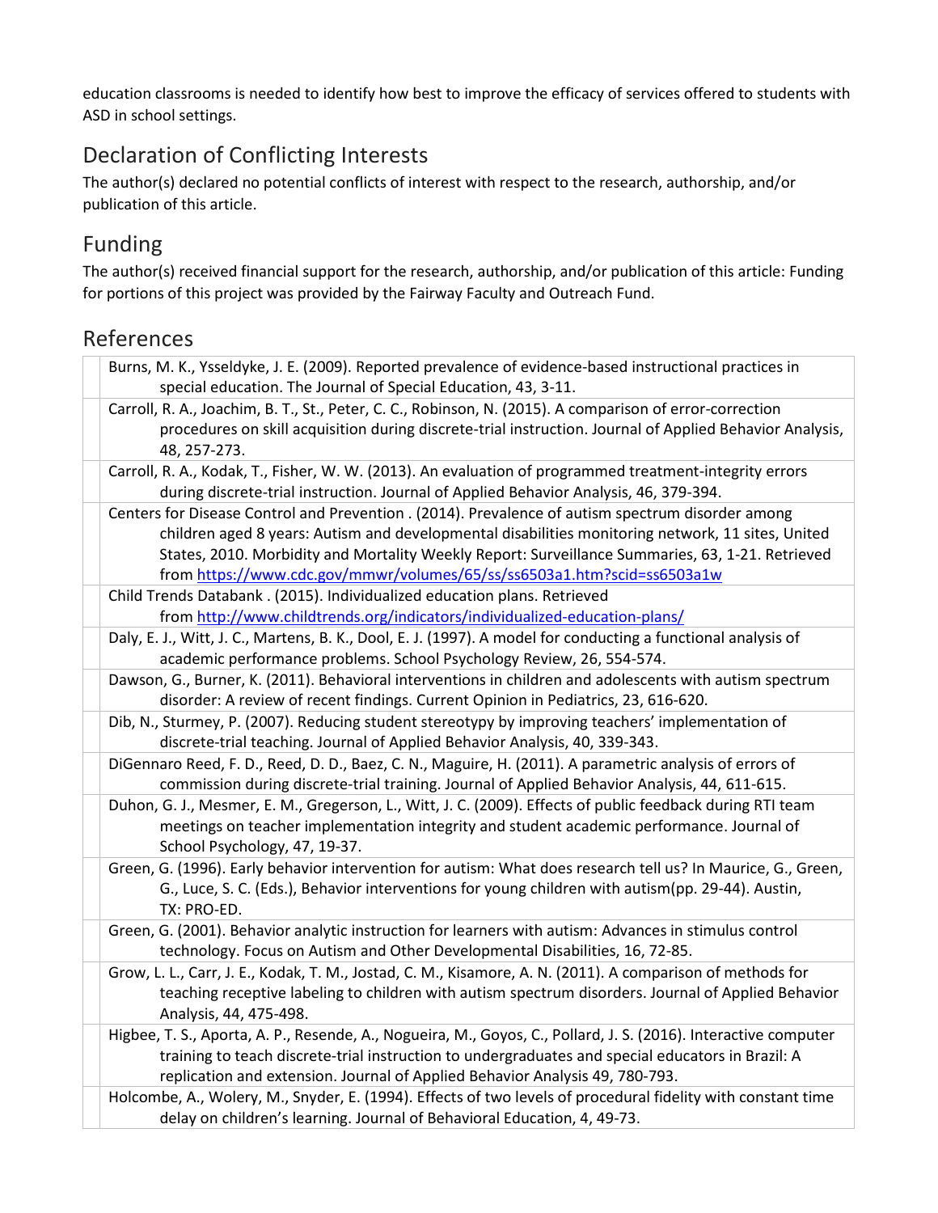education classrooms is needed to identify how best to improve the efficacy of services offered to students with ASD in school settings.

## Declaration of Conflicting Interests

The author(s) declared no potential conflicts of interest with respect to the research, authorship, and/or publication of this article.

## Funding

The author(s) received financial support for the research, authorship, and/or publication of this article: Funding for portions of this project was provided by the Fairway Faculty and Outreach Fund.

## References

Burns, M. K., Ysseldyke, J. E. (2009). Reported prevalence of evidence-based instructional practices in special education. The Journal of Special Education, 43, 3-11.

Carroll, R. A., Joachim, B. T., St., Peter, C. C., Robinson, N. (2015). A comparison of error-correction procedures on skill acquisition during discrete-trial instruction. Journal of Applied Behavior Analysis, 48, 257-273.

Carroll, R. A., Kodak, T., Fisher, W. W. (2013). An evaluation of programmed treatment-integrity errors during discrete-trial instruction. Journal of Applied Behavior Analysis, 46, 379-394.

Centers for Disease Control and Prevention . (2014). Prevalence of autism spectrum disorder among children aged 8 years: Autism and developmental disabilities monitoring network, 11 sites, United States, 2010. Morbidity and Mortality Weekly Report: Surveillance Summaries, 63, 1-21. Retrieved from https://www.cdc.gov/mmwr/volumes/65/ss/ss6503a1.htm?scid=ss6503a1w

Child Trends Databank . (2015). Individualized education plans. Retrieved from http://www.childtrends.org/indicators/individualized-education-plans/

Daly, E. J., Witt, J. C., Martens, B. K., Dool, E. J. (1997). A model for conducting a functional analysis of academic performance problems. School Psychology Review, 26, 554-574.

Dawson, G., Burner, K. (2011). Behavioral interventions in children and adolescents with autism spectrum disorder: A review of recent findings. Current Opinion in Pediatrics, 23, 616-620.

Dib, N., Sturmey, P. (2007). Reducing student stereotypy by improving teachers' implementation of discrete-trial teaching. Journal of Applied Behavior Analysis, 40, 339-343.

DiGennaro Reed, F. D., Reed, D. D., Baez, C. N., Maguire, H. (2011). A parametric analysis of errors of commission during discrete-trial training. Journal of Applied Behavior Analysis, 44, 611-615.

Duhon, G. J., Mesmer, E. M., Gregerson, L., Witt, J. C. (2009). Effects of public feedback during RTI team meetings on teacher implementation integrity and student academic performance. Journal of School Psychology, 47, 19-37.

Green, G. (1996). Early behavior intervention for autism: What does research tell us? In Maurice, G., Green, G., Luce, S. C. (Eds.), Behavior interventions for young children with autism(pp. 29-44). Austin, TX: PRO-ED.

Green, G. (2001). Behavior analytic instruction for learners with autism: Advances in stimulus control technology. Focus on Autism and Other Developmental Disabilities, 16, 72-85.

Grow, L. L., Carr, J. E., Kodak, T. M., Jostad, C. M., Kisamore, A. N. (2011). A comparison of methods for teaching receptive labeling to children with autism spectrum disorders. Journal of Applied Behavior Analysis, 44, 475-498.

Higbee, T. S., Aporta, A. P., Resende, A., Nogueira, M., Goyos, C., Pollard, J. S. (2016). Interactive computer training to teach discrete-trial instruction to undergraduates and special educators in Brazil: A replication and extension. Journal of Applied Behavior Analysis 49, 780-793.

Holcombe, A., Wolery, M., Snyder, E. (1994). Effects of two levels of procedural fidelity with constant time delay on children's learning. Journal of Behavioral Education, 4, 49-73.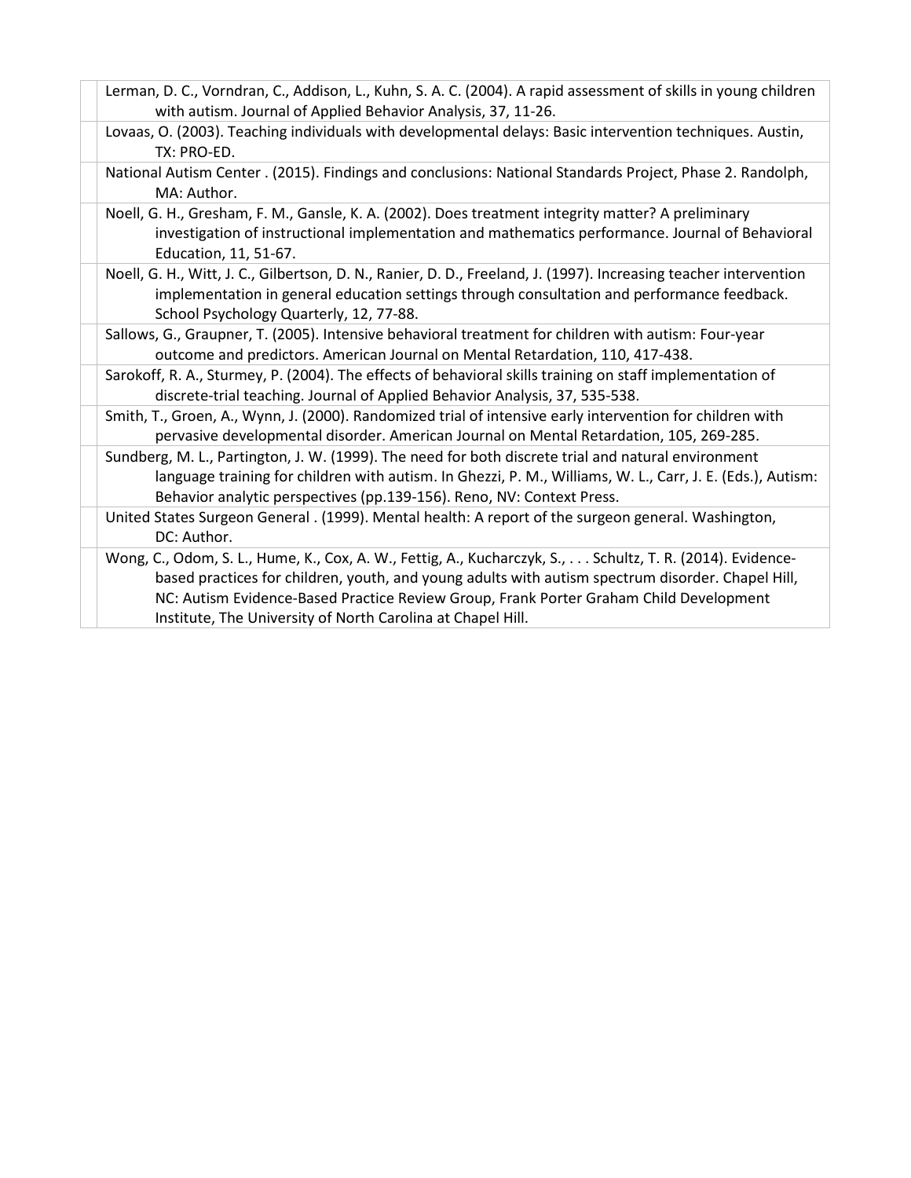Lerman, D. C., Vorndran, C., Addison, L., Kuhn, S. A. C. (2004). A rapid assessment of skills in young children with autism. Journal of Applied Behavior Analysis, 37, 11-26.

Lovaas, O. (2003). Teaching individuals with developmental delays: Basic intervention techniques. Austin, TX: PRO-ED.

National Autism Center . (2015). Findings and conclusions: National Standards Project, Phase 2. Randolph, MA: Author.

Noell, G. H., Gresham, F. M., Gansle, K. A. (2002). Does treatment integrity matter? A preliminary investigation of instructional implementation and mathematics performance. Journal of Behavioral Education, 11, 51-67.

Noell, G. H., Witt, J. C., Gilbertson, D. N., Ranier, D. D., Freeland, J. (1997). Increasing teacher intervention implementation in general education settings through consultation and performance feedback. School Psychology Quarterly, 12, 77-88.

Sallows, G., Graupner, T. (2005). Intensive behavioral treatment for children with autism: Four-year outcome and predictors. American Journal on Mental Retardation, 110, 417-438.

Sarokoff, R. A., Sturmey, P. (2004). The effects of behavioral skills training on staff implementation of discrete-trial teaching. Journal of Applied Behavior Analysis, 37, 535-538.

Smith, T., Groen, A., Wynn, J. (2000). Randomized trial of intensive early intervention for children with pervasive developmental disorder. American Journal on Mental Retardation, 105, 269-285.

Sundberg, M. L., Partington, J. W. (1999). The need for both discrete trial and natural environment language training for children with autism. In Ghezzi, P. M., Williams, W. L., Carr, J. E. (Eds.), Autism: Behavior analytic perspectives (pp.139-156). Reno, NV: Context Press.

United States Surgeon General . (1999). Mental health: A report of the surgeon general. Washington, DC: Author.

Wong, C., Odom, S. L., Hume, K., Cox, A. W., Fettig, A., Kucharczyk, S., . . . Schultz, T. R. (2014). Evidence-based practices for children, youth, and young adults with autism spectrum disorder. Chapel Hill, NC: Autism Evidence-Based Practice Review Group, Frank Porter Graham Child Development Institute, The University of North Carolina at Chapel Hill.